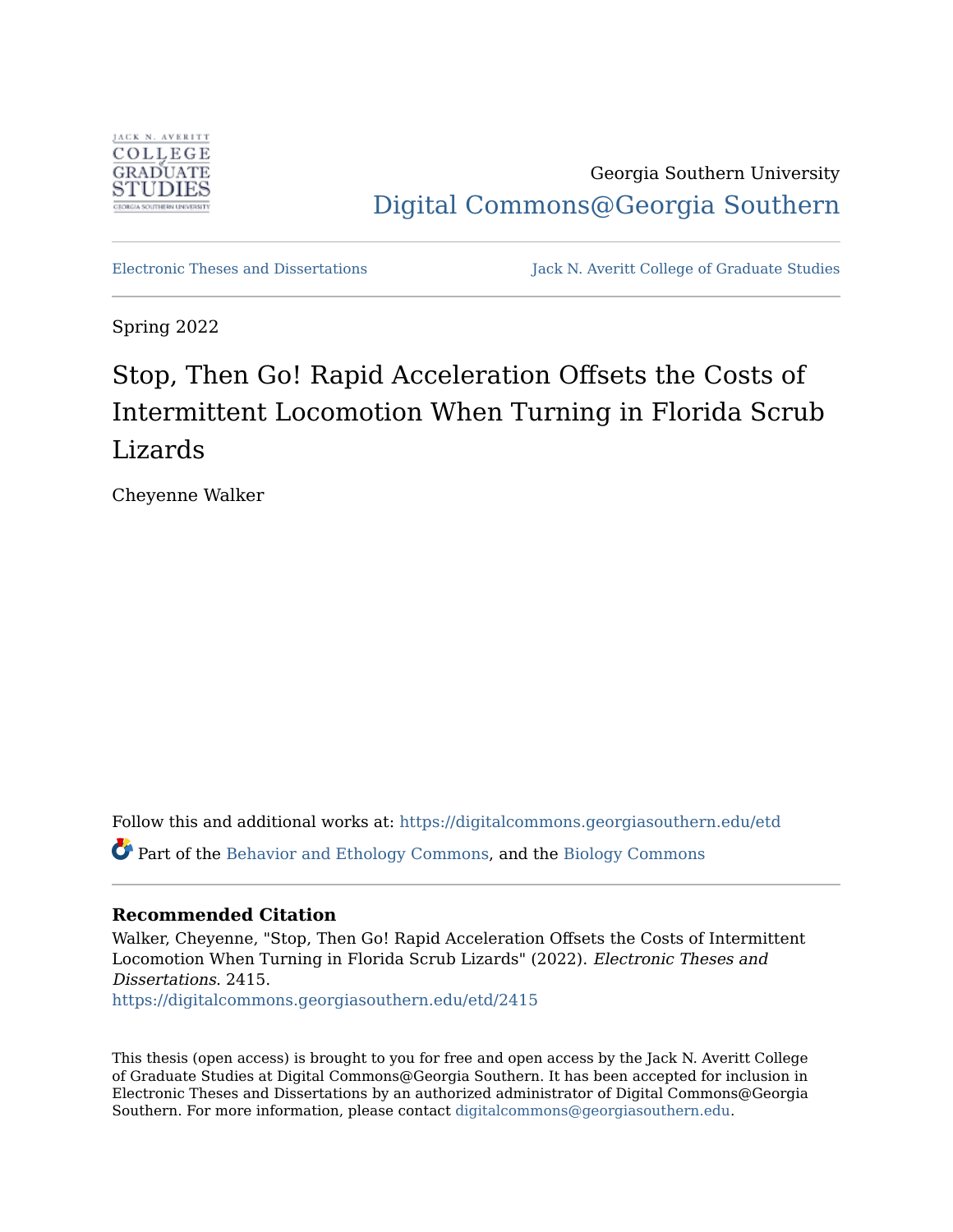Georgia Southern University

Digital Commons@Georgia Southern

Electronic Theses and Dissertations | Jack N. Averitt College of Graduate Studies

Spring 2022

# Stop, Then Go! Rapid Acceleration Offsets the Costs of Intermittent Locomotion When Turning in Florida Scrub Lizards

Cheyenne Walker

Follow this and additional works at: https://digitalcommons.georgiasouthern.edu/etd

Part of the Behavior and Ethology Commons, and the Biology Commons

### Recommended Citation

Walker, Cheyenne, "Stop, Then Go! Rapid Acceleration Offsets the Costs of Intermittent Locomotion When Turning in Florida Scrub Lizards" (2022). *Electronic Theses and Dissertations*. 2415.
https://digitalcommons.georgiasouthern.edu/etd/2415

This thesis (open access) is brought to you for free and open access by the Jack N. Averitt College of Graduate Studies at Digital Commons@Georgia Southern. It has been accepted for inclusion in Electronic Theses and Dissertations by an authorized administrator of Digital Commons@Georgia Southern. For more information, please contact digitalcommons@georgiasouthern.edu.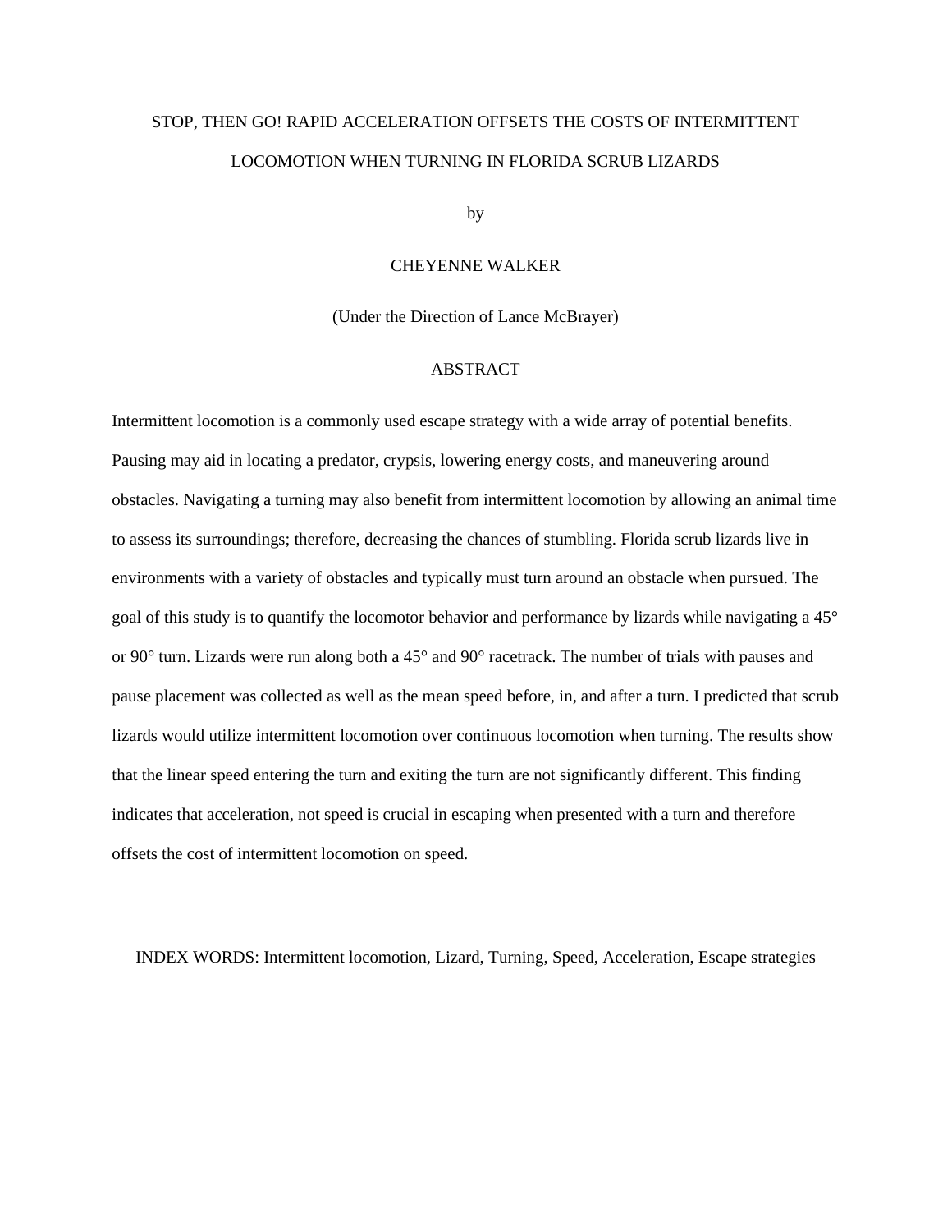STOP, THEN GO! RAPID ACCELERATION OFFSETS THE COSTS OF INTERMITTENT LOCOMOTION WHEN TURNING IN FLORIDA SCRUB LIZARDS

by

CHEYENNE WALKER

(Under the Direction of Lance McBrayer)

## ABSTRACT

Intermittent locomotion is a commonly used escape strategy with a wide array of potential benefits. Pausing may aid in locating a predator, crypsis, lowering energy costs, and maneuvering around obstacles. Navigating a turning may also benefit from intermittent locomotion by allowing an animal time to assess its surroundings; therefore, decreasing the chances of stumbling. Florida scrub lizards live in environments with a variety of obstacles and typically must turn around an obstacle when pursued. The goal of this study is to quantify the locomotor behavior and performance by lizards while navigating a 45° or 90° turn. Lizards were run along both a 45° and 90° racetrack. The number of trials with pauses and pause placement was collected as well as the mean speed before, in, and after a turn. I predicted that scrub lizards would utilize intermittent locomotion over continuous locomotion when turning. The results show that the linear speed entering the turn and exiting the turn are not significantly different. This finding indicates that acceleration, not speed is crucial in escaping when presented with a turn and therefore offsets the cost of intermittent locomotion on speed.

INDEX WORDS: Intermittent locomotion, Lizard, Turning, Speed, Acceleration, Escape strategies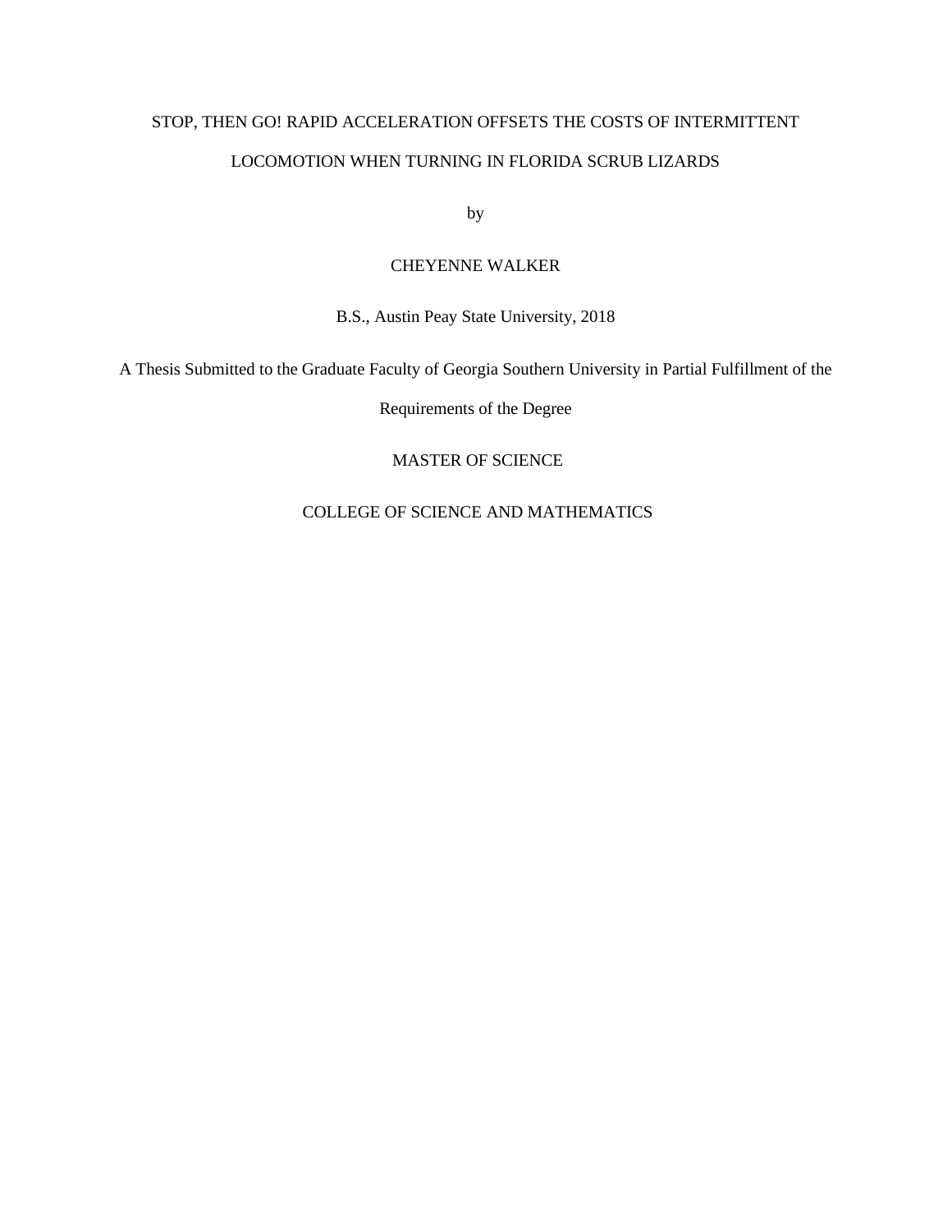STOP, THEN GO! RAPID ACCELERATION OFFSETS THE COSTS OF INTERMITTENT LOCOMOTION WHEN TURNING IN FLORIDA SCRUB LIZARDS

by

CHEYENNE WALKER

B.S., Austin Peay State University, 2018

A Thesis Submitted to the Graduate Faculty of Georgia Southern University in Partial Fulfillment of the Requirements of the Degree

MASTER OF SCIENCE

COLLEGE OF SCIENCE AND MATHEMATICS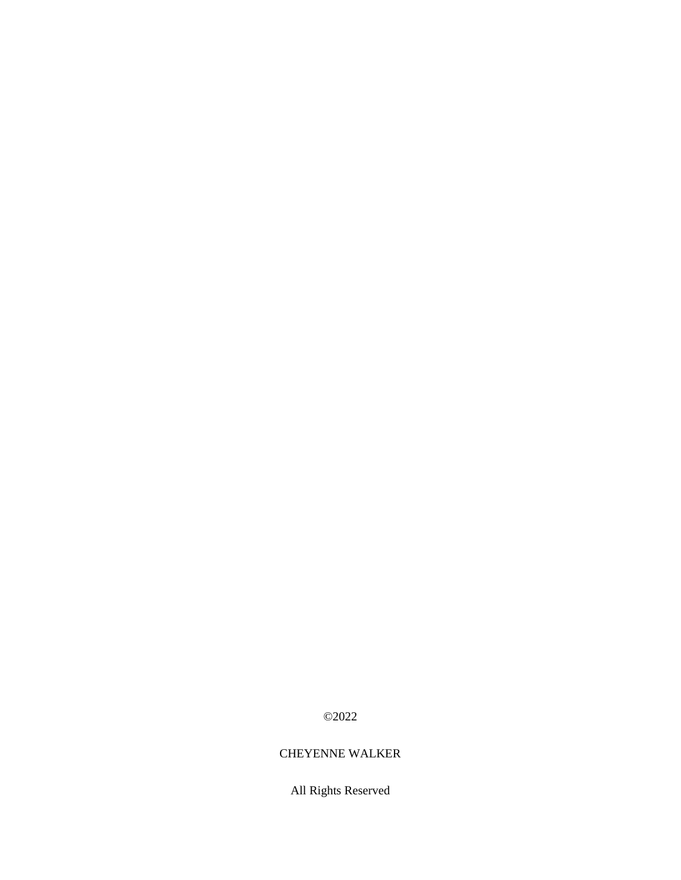©2022

CHEYENNE WALKER

All Rights Reserved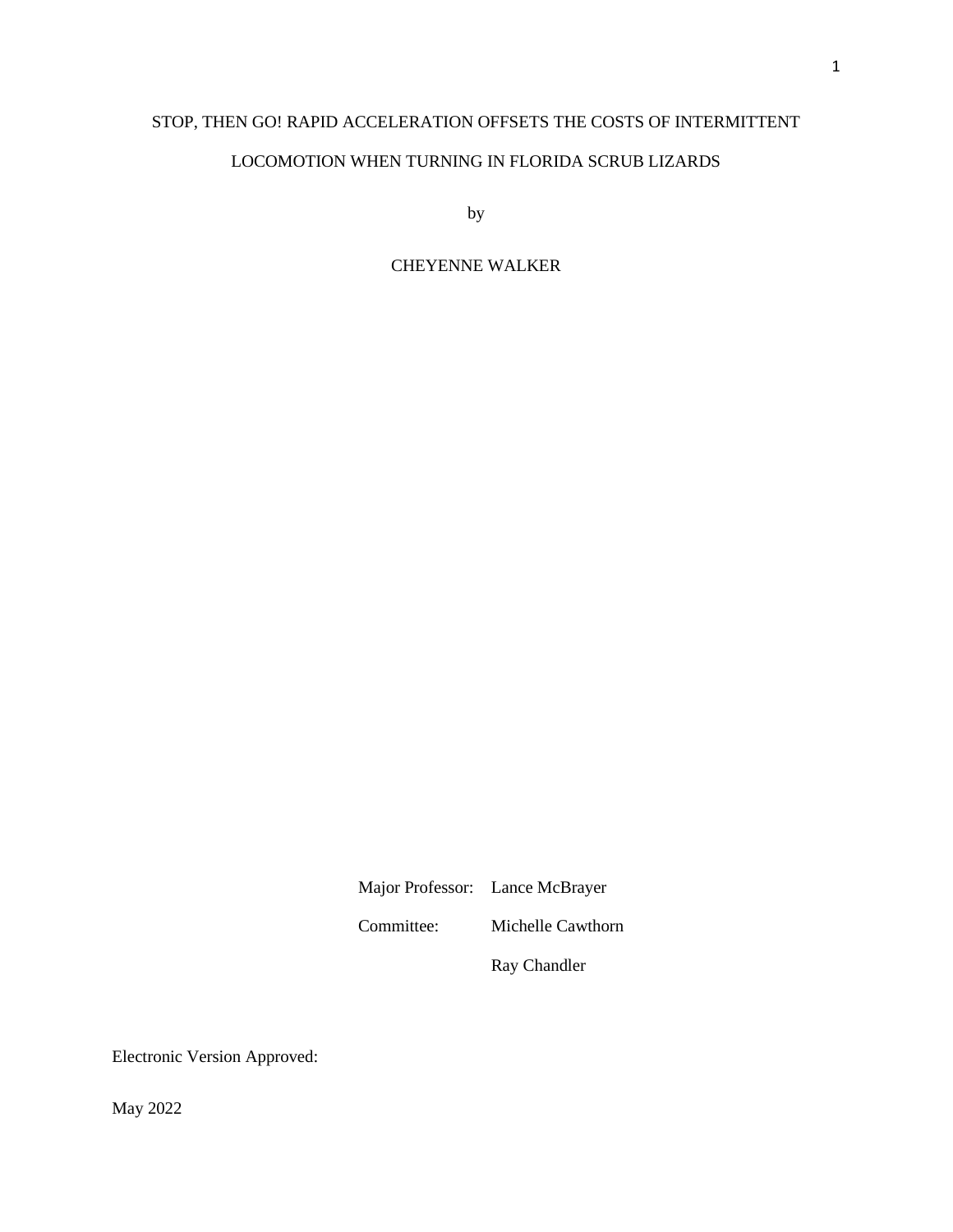STOP, THEN GO! RAPID ACCELERATION OFFSETS THE COSTS OF INTERMITTENT LOCOMOTION WHEN TURNING IN FLORIDA SCRUB LIZARDS

by

CHEYENNE WALKER

Major Professor: Lance McBrayer

Committee: Michelle Cawthorn

Ray Chandler

Electronic Version Approved:

May 2022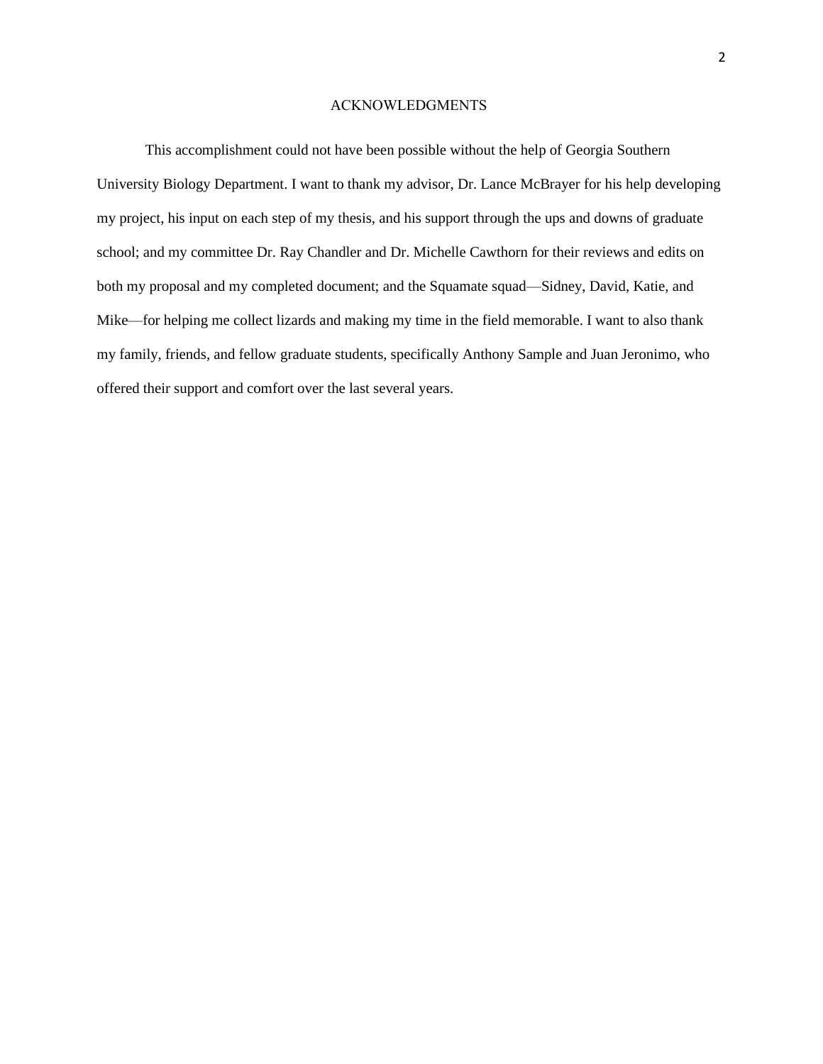# ACKNOWLEDGMENTS

This accomplishment could not have been possible without the help of Georgia Southern University Biology Department. I want to thank my advisor, Dr. Lance McBrayer for his help developing my project, his input on each step of my thesis, and his support through the ups and downs of graduate school; and my committee Dr. Ray Chandler and Dr. Michelle Cawthorn for their reviews and edits on both my proposal and my completed document; and the Squamate squad—Sidney, David, Katie, and Mike—for helping me collect lizards and making my time in the field memorable. I want to also thank my family, friends, and fellow graduate students, specifically Anthony Sample and Juan Jeronimo, who offered their support and comfort over the last several years.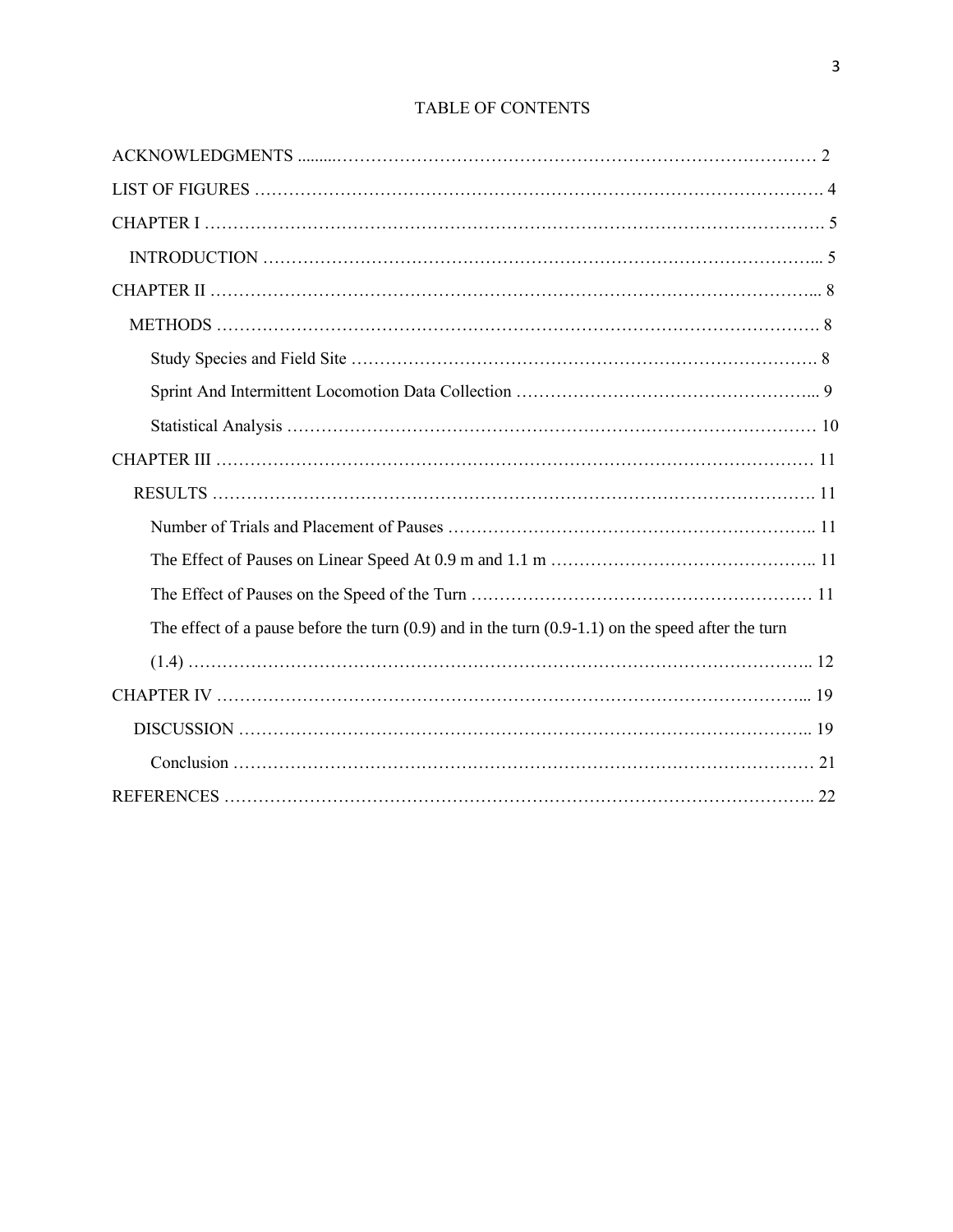# TABLE OF CONTENTS

ACKNOWLEDGMENTS ........................................................................................ 2

LIST OF FIGURES ........................................................................................ 4

CHAPTER I ........................................................................................ 5

INTRODUCTION ........................................................................................ 5

CHAPTER II ........................................................................................ 8

METHODS ........................................................................................ 8

Study Species and Field Site ........................................................................................ 8

Sprint And Intermittent Locomotion Data Collection ........................................................................................ 9

Statistical Analysis ........................................................................................ 10

CHAPTER III ........................................................................................ 11

RESULTS ........................................................................................ 11

Number of Trials and Placement of Pauses ........................................................................................ 11

The Effect of Pauses on Linear Speed At 0.9 m and 1.1 m ........................................................................................ 11

The Effect of Pauses on the Speed of the Turn ........................................................................................ 11

The effect of a pause before the turn (0.9) and in the turn (0.9-1.1) on the speed after the turn (1.4) ........................................................................................ 12

CHAPTER IV ........................................................................................ 19

DISCUSSION ........................................................................................ 19

Conclusion ........................................................................................ 21

REFERENCES ........................................................................................ 22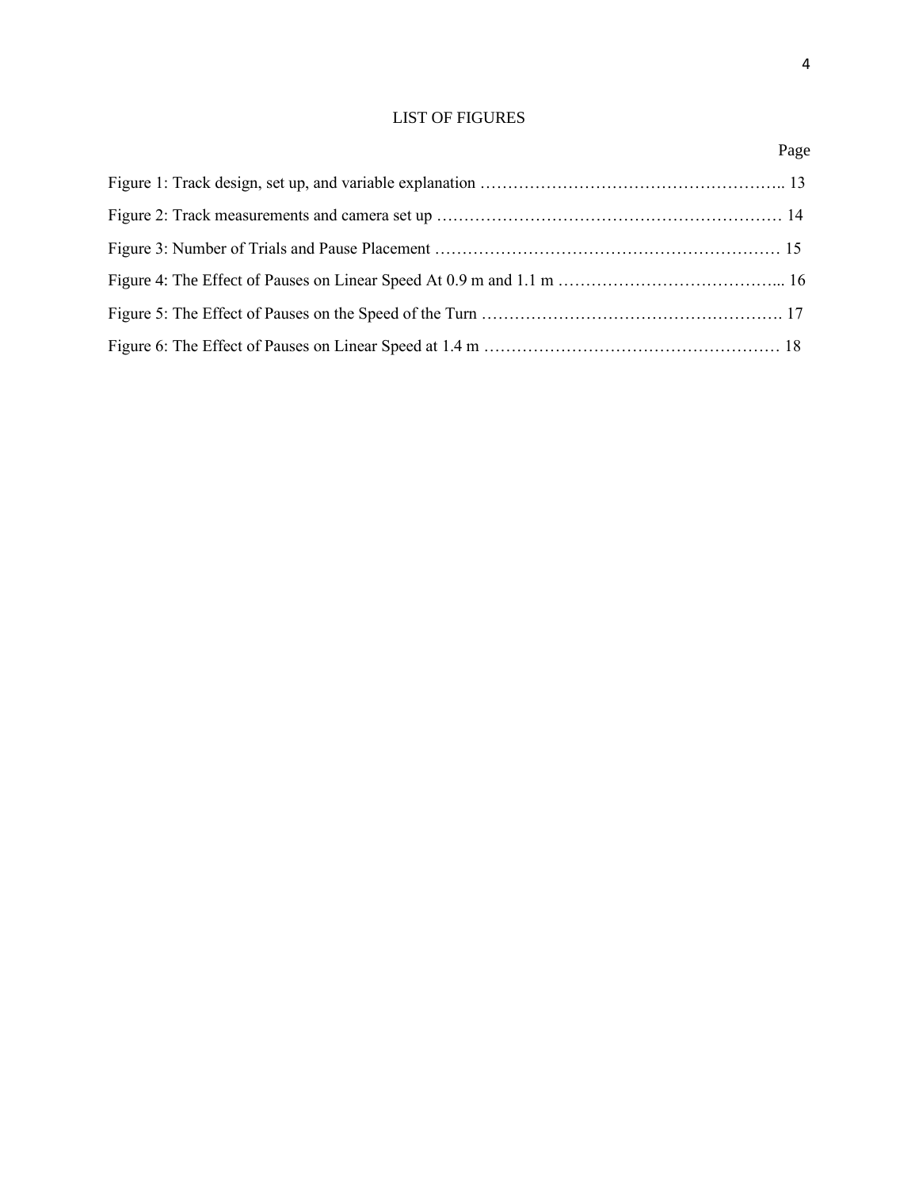# LIST OF FIGURES

| | Page |
|---|---|
| Figure 1: Track design, set up, and variable explanation | 13 |
| Figure 2: Track measurements and camera set up | 14 |
| Figure 3: Number of Trials and Pause Placement | 15 |
| Figure 4: The Effect of Pauses on Linear Speed At 0.9 m and 1.1 m | 16 |
| Figure 5: The Effect of Pauses on the Speed of the Turn | 17 |
| Figure 6: The Effect of Pauses on Linear Speed at 1.4 m | 18 |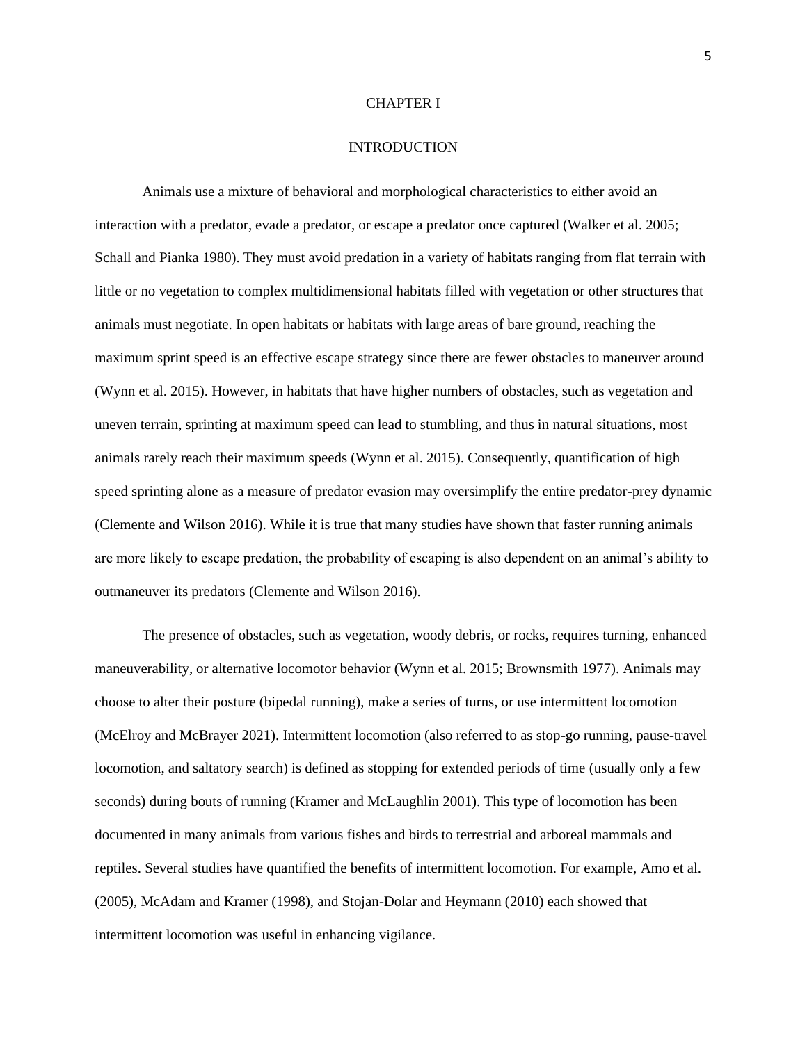# CHAPTER I

## INTRODUCTION

Animals use a mixture of behavioral and morphological characteristics to either avoid an interaction with a predator, evade a predator, or escape a predator once captured (Walker et al. 2005; Schall and Pianka 1980). They must avoid predation in a variety of habitats ranging from flat terrain with little or no vegetation to complex multidimensional habitats filled with vegetation or other structures that animals must negotiate. In open habitats or habitats with large areas of bare ground, reaching the maximum sprint speed is an effective escape strategy since there are fewer obstacles to maneuver around (Wynn et al. 2015). However, in habitats that have higher numbers of obstacles, such as vegetation and uneven terrain, sprinting at maximum speed can lead to stumbling, and thus in natural situations, most animals rarely reach their maximum speeds (Wynn et al. 2015). Consequently, quantification of high speed sprinting alone as a measure of predator evasion may oversimplify the entire predator-prey dynamic (Clemente and Wilson 2016). While it is true that many studies have shown that faster running animals are more likely to escape predation, the probability of escaping is also dependent on an animal's ability to outmaneuver its predators (Clemente and Wilson 2016).

The presence of obstacles, such as vegetation, woody debris, or rocks, requires turning, enhanced maneuverability, or alternative locomotor behavior (Wynn et al. 2015; Brownsmith 1977). Animals may choose to alter their posture (bipedal running), make a series of turns, or use intermittent locomotion (McElroy and McBrayer 2021). Intermittent locomotion (also referred to as stop-go running, pause-travel locomotion, and saltatory search) is defined as stopping for extended periods of time (usually only a few seconds) during bouts of running (Kramer and McLaughlin 2001). This type of locomotion has been documented in many animals from various fishes and birds to terrestrial and arboreal mammals and reptiles. Several studies have quantified the benefits of intermittent locomotion. For example, Amo et al. (2005), McAdam and Kramer (1998), and Stojan-Dolar and Heymann (2010) each showed that intermittent locomotion was useful in enhancing vigilance.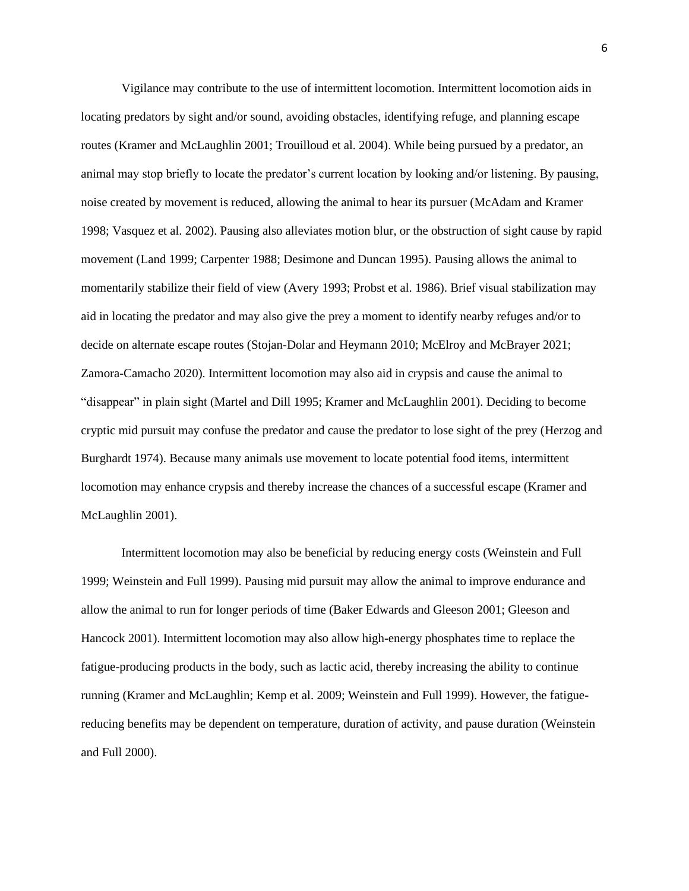Vigilance may contribute to the use of intermittent locomotion. Intermittent locomotion aids in locating predators by sight and/or sound, avoiding obstacles, identifying refuge, and planning escape routes (Kramer and McLaughlin 2001; Trouilloud et al. 2004). While being pursued by a predator, an animal may stop briefly to locate the predator's current location by looking and/or listening. By pausing, noise created by movement is reduced, allowing the animal to hear its pursuer (McAdam and Kramer 1998; Vasquez et al. 2002). Pausing also alleviates motion blur, or the obstruction of sight cause by rapid movement (Land 1999; Carpenter 1988; Desimone and Duncan 1995). Pausing allows the animal to momentarily stabilize their field of view (Avery 1993; Probst et al. 1986). Brief visual stabilization may aid in locating the predator and may also give the prey a moment to identify nearby refuges and/or to decide on alternate escape routes (Stojan-Dolar and Heymann 2010; McElroy and McBrayer 2021; Zamora-Camacho 2020). Intermittent locomotion may also aid in crypsis and cause the animal to "disappear" in plain sight (Martel and Dill 1995; Kramer and McLaughlin 2001). Deciding to become cryptic mid pursuit may confuse the predator and cause the predator to lose sight of the prey (Herzog and Burghardt 1974). Because many animals use movement to locate potential food items, intermittent locomotion may enhance crypsis and thereby increase the chances of a successful escape (Kramer and McLaughlin 2001).

Intermittent locomotion may also be beneficial by reducing energy costs (Weinstein and Full 1999; Weinstein and Full 1999). Pausing mid pursuit may allow the animal to improve endurance and allow the animal to run for longer periods of time (Baker Edwards and Gleeson 2001; Gleeson and Hancock 2001). Intermittent locomotion may also allow high-energy phosphates time to replace the fatigue-producing products in the body, such as lactic acid, thereby increasing the ability to continue running (Kramer and McLaughlin; Kemp et al. 2009; Weinstein and Full 1999). However, the fatigue-reducing benefits may be dependent on temperature, duration of activity, and pause duration (Weinstein and Full 2000).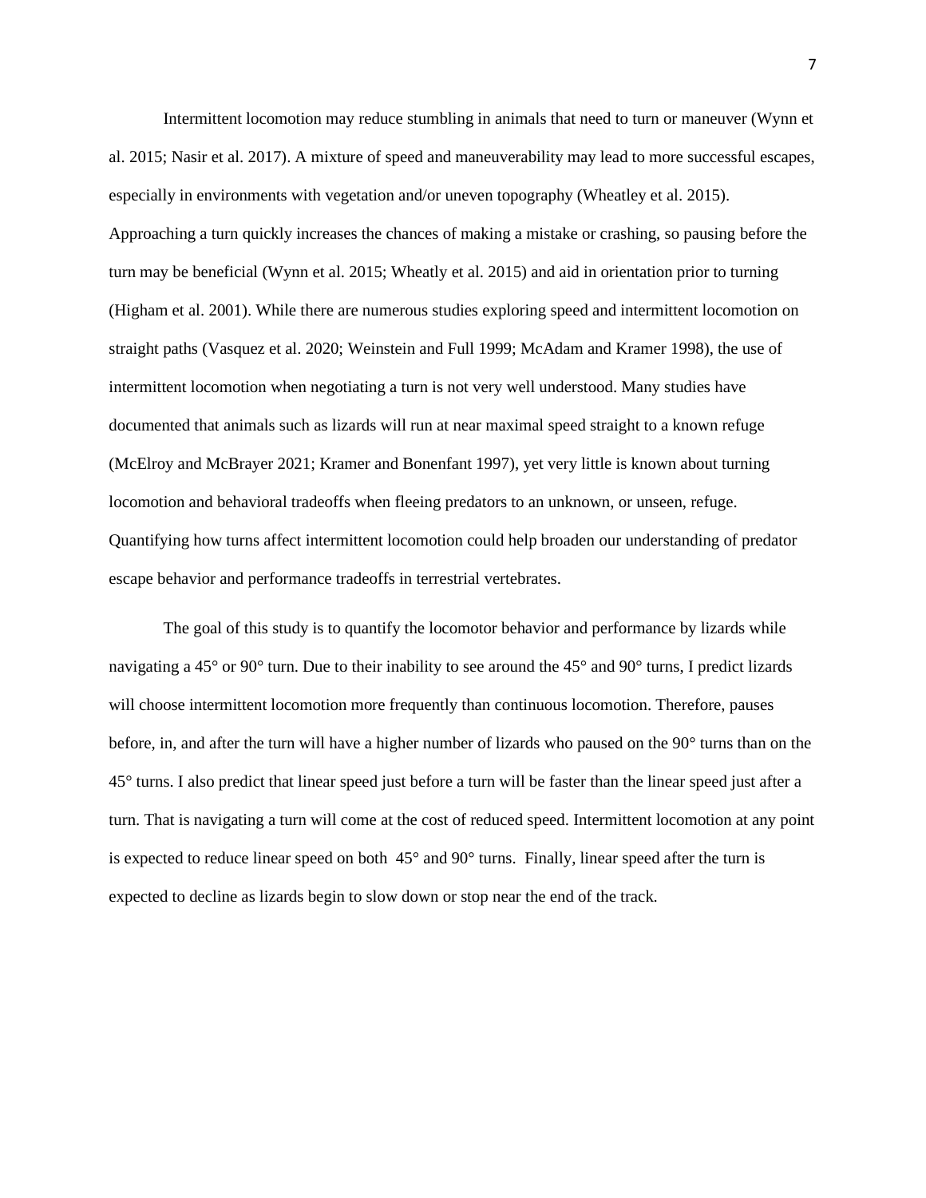Intermittent locomotion may reduce stumbling in animals that need to turn or maneuver (Wynn et al. 2015; Nasir et al. 2017). A mixture of speed and maneuverability may lead to more successful escapes, especially in environments with vegetation and/or uneven topography (Wheatley et al. 2015). Approaching a turn quickly increases the chances of making a mistake or crashing, so pausing before the turn may be beneficial (Wynn et al. 2015; Wheatly et al. 2015) and aid in orientation prior to turning (Higham et al. 2001). While there are numerous studies exploring speed and intermittent locomotion on straight paths (Vasquez et al. 2020; Weinstein and Full 1999; McAdam and Kramer 1998), the use of intermittent locomotion when negotiating a turn is not very well understood. Many studies have documented that animals such as lizards will run at near maximal speed straight to a known refuge (McElroy and McBrayer 2021; Kramer and Bonenfant 1997), yet very little is known about turning locomotion and behavioral tradeoffs when fleeing predators to an unknown, or unseen, refuge. Quantifying how turns affect intermittent locomotion could help broaden our understanding of predator escape behavior and performance tradeoffs in terrestrial vertebrates.

The goal of this study is to quantify the locomotor behavior and performance by lizards while navigating a 45° or 90° turn. Due to their inability to see around the 45° and 90° turns, I predict lizards will choose intermittent locomotion more frequently than continuous locomotion. Therefore, pauses before, in, and after the turn will have a higher number of lizards who paused on the 90° turns than on the 45° turns. I also predict that linear speed just before a turn will be faster than the linear speed just after a turn. That is navigating a turn will come at the cost of reduced speed. Intermittent locomotion at any point is expected to reduce linear speed on both 45° and 90° turns. Finally, linear speed after the turn is expected to decline as lizards begin to slow down or stop near the end of the track.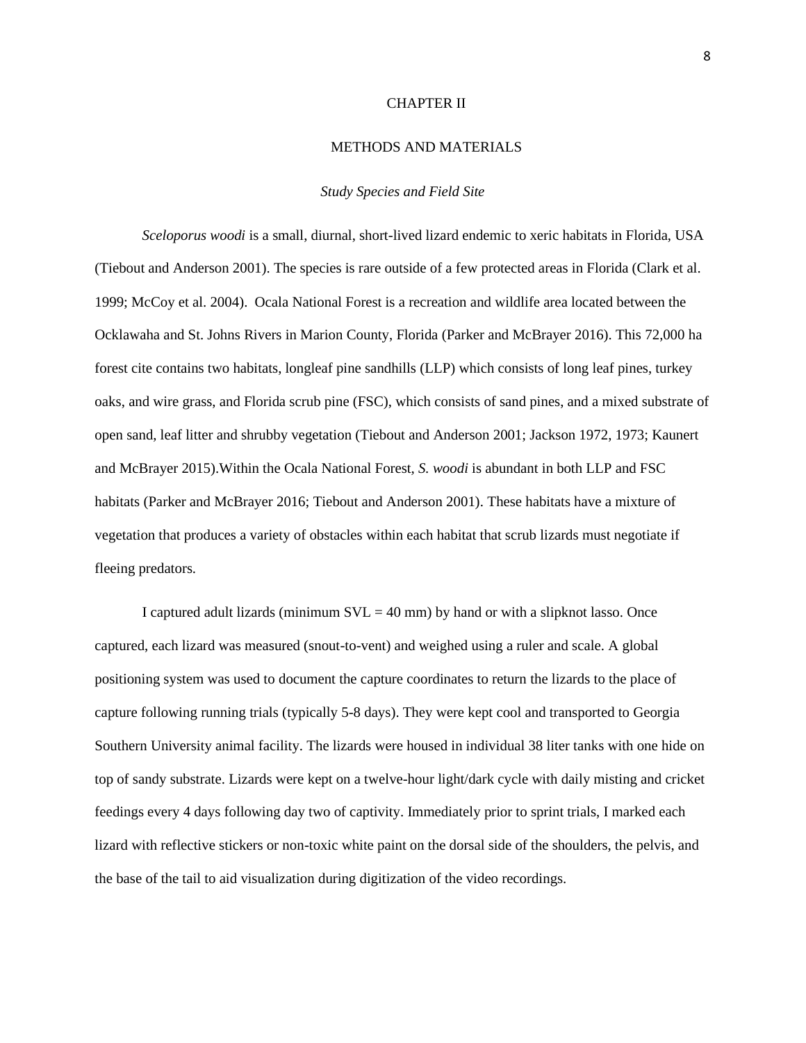# CHAPTER II

## METHODS AND MATERIALS

### *Study Species and Field Site*

*Sceloporus woodi* is a small, diurnal, short-lived lizard endemic to xeric habitats in Florida, USA (Tiebout and Anderson 2001). The species is rare outside of a few protected areas in Florida (Clark et al. 1999; McCoy et al. 2004). Ocala National Forest is a recreation and wildlife area located between the Ocklawaha and St. Johns Rivers in Marion County, Florida (Parker and McBrayer 2016). This 72,000 ha forest cite contains two habitats, longleaf pine sandhills (LLP) which consists of long leaf pines, turkey oaks, and wire grass, and Florida scrub pine (FSC), which consists of sand pines, and a mixed substrate of open sand, leaf litter and shrubby vegetation (Tiebout and Anderson 2001; Jackson 1972, 1973; Kaunert and McBrayer 2015).Within the Ocala National Forest, *S. woodi* is abundant in both LLP and FSC habitats (Parker and McBrayer 2016; Tiebout and Anderson 2001). These habitats have a mixture of vegetation that produces a variety of obstacles within each habitat that scrub lizards must negotiate if fleeing predators.

I captured adult lizards (minimum SVL = 40 mm) by hand or with a slipknot lasso. Once captured, each lizard was measured (snout-to-vent) and weighed using a ruler and scale. A global positioning system was used to document the capture coordinates to return the lizards to the place of capture following running trials (typically 5-8 days). They were kept cool and transported to Georgia Southern University animal facility. The lizards were housed in individual 38 liter tanks with one hide on top of sandy substrate. Lizards were kept on a twelve-hour light/dark cycle with daily misting and cricket feedings every 4 days following day two of captivity. Immediately prior to sprint trials, I marked each lizard with reflective stickers or non-toxic white paint on the dorsal side of the shoulders, the pelvis, and the base of the tail to aid visualization during digitization of the video recordings.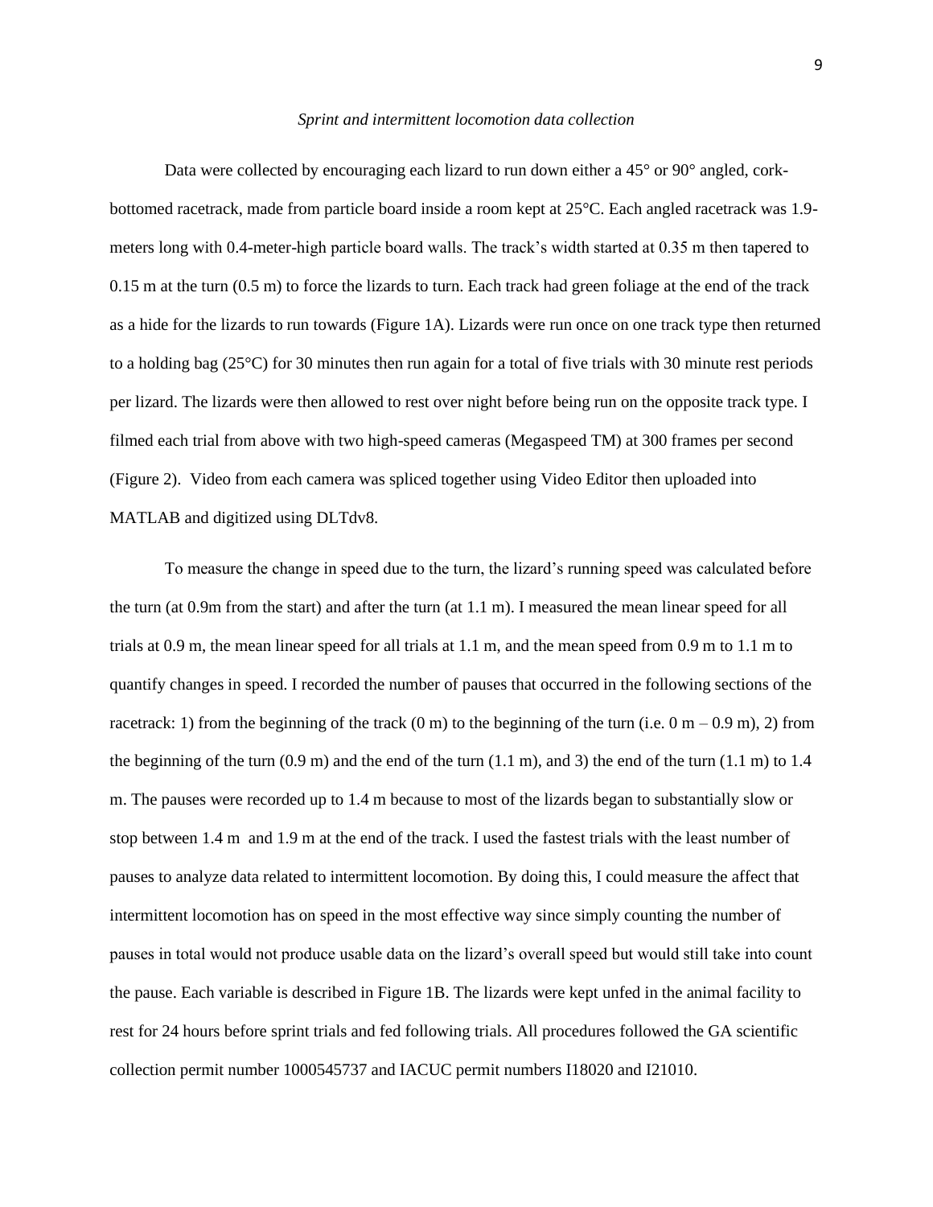*Sprint and intermittent locomotion data collection*

Data were collected by encouraging each lizard to run down either a 45° or 90° angled, cork-bottomed racetrack, made from particle board inside a room kept at 25°C. Each angled racetrack was 1.9-meters long with 0.4-meter-high particle board walls. The track's width started at 0.35 m then tapered to 0.15 m at the turn (0.5 m) to force the lizards to turn. Each track had green foliage at the end of the track as a hide for the lizards to run towards (Figure 1A). Lizards were run once on one track type then returned to a holding bag (25°C) for 30 minutes then run again for a total of five trials with 30 minute rest periods per lizard. The lizards were then allowed to rest over night before being run on the opposite track type. I filmed each trial from above with two high-speed cameras (Megaspeed TM) at 300 frames per second (Figure 2). Video from each camera was spliced together using Video Editor then uploaded into MATLAB and digitized using DLTdv8.

To measure the change in speed due to the turn, the lizard's running speed was calculated before the turn (at 0.9m from the start) and after the turn (at 1.1 m). I measured the mean linear speed for all trials at 0.9 m, the mean linear speed for all trials at 1.1 m, and the mean speed from 0.9 m to 1.1 m to quantify changes in speed. I recorded the number of pauses that occurred in the following sections of the racetrack: 1) from the beginning of the track (0 m) to the beginning of the turn (i.e. 0 m – 0.9 m), 2) from the beginning of the turn (0.9 m) and the end of the turn (1.1 m), and 3) the end of the turn (1.1 m) to 1.4 m. The pauses were recorded up to 1.4 m because to most of the lizards began to substantially slow or stop between 1.4 m and 1.9 m at the end of the track. I used the fastest trials with the least number of pauses to analyze data related to intermittent locomotion. By doing this, I could measure the affect that intermittent locomotion has on speed in the most effective way since simply counting the number of pauses in total would not produce usable data on the lizard's overall speed but would still take into count the pause. Each variable is described in Figure 1B. The lizards were kept unfed in the animal facility to rest for 24 hours before sprint trials and fed following trials. All procedures followed the GA scientific collection permit number 1000545737 and IACUC permit numbers I18020 and I21010.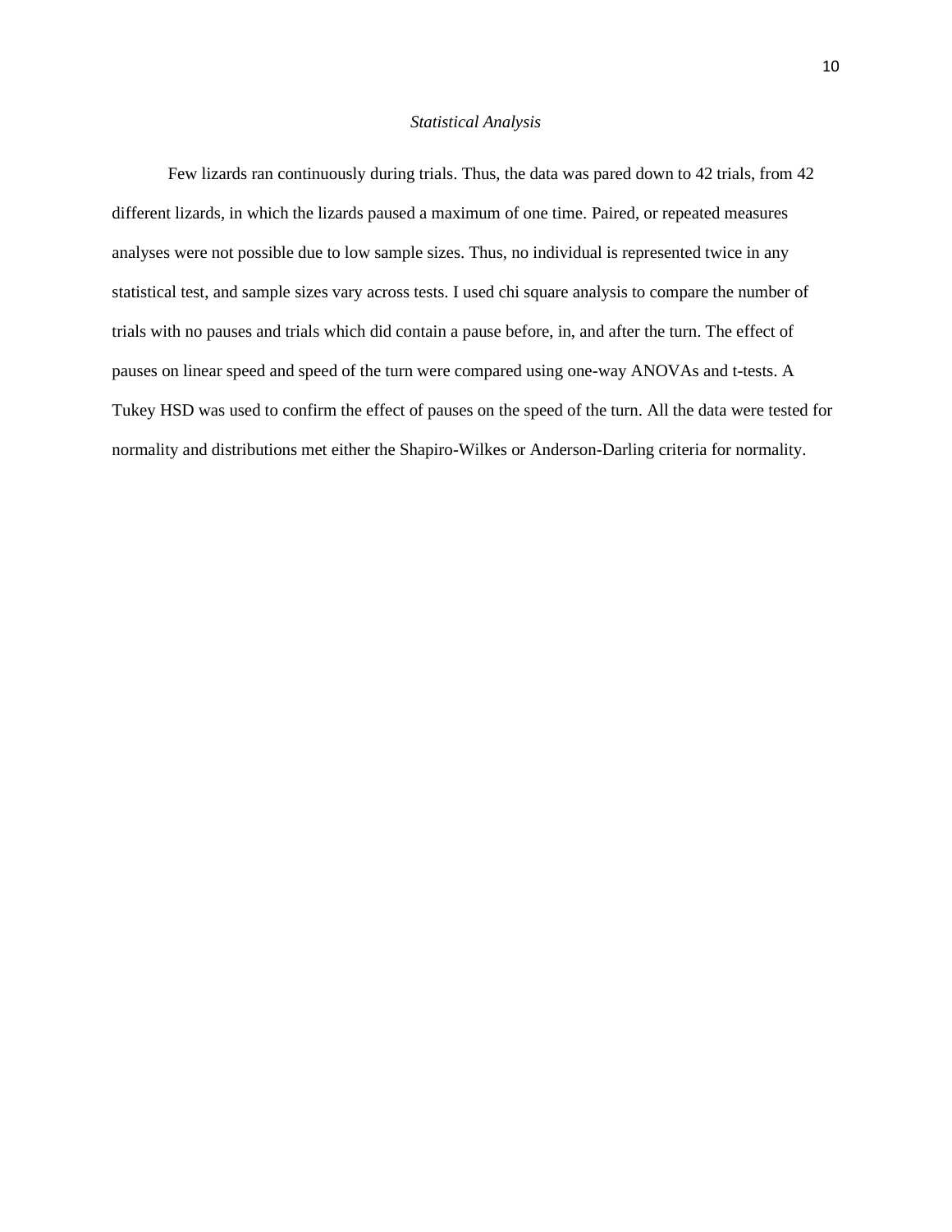### *Statistical Analysis*

Few lizards ran continuously during trials. Thus, the data was pared down to 42 trials, from 42 different lizards, in which the lizards paused a maximum of one time. Paired, or repeated measures analyses were not possible due to low sample sizes. Thus, no individual is represented twice in any statistical test, and sample sizes vary across tests. I used chi square analysis to compare the number of trials with no pauses and trials which did contain a pause before, in, and after the turn. The effect of pauses on linear speed and speed of the turn were compared using one-way ANOVAs and t-tests. A Tukey HSD was used to confirm the effect of pauses on the speed of the turn. All the data were tested for normality and distributions met either the Shapiro-Wilkes or Anderson-Darling criteria for normality.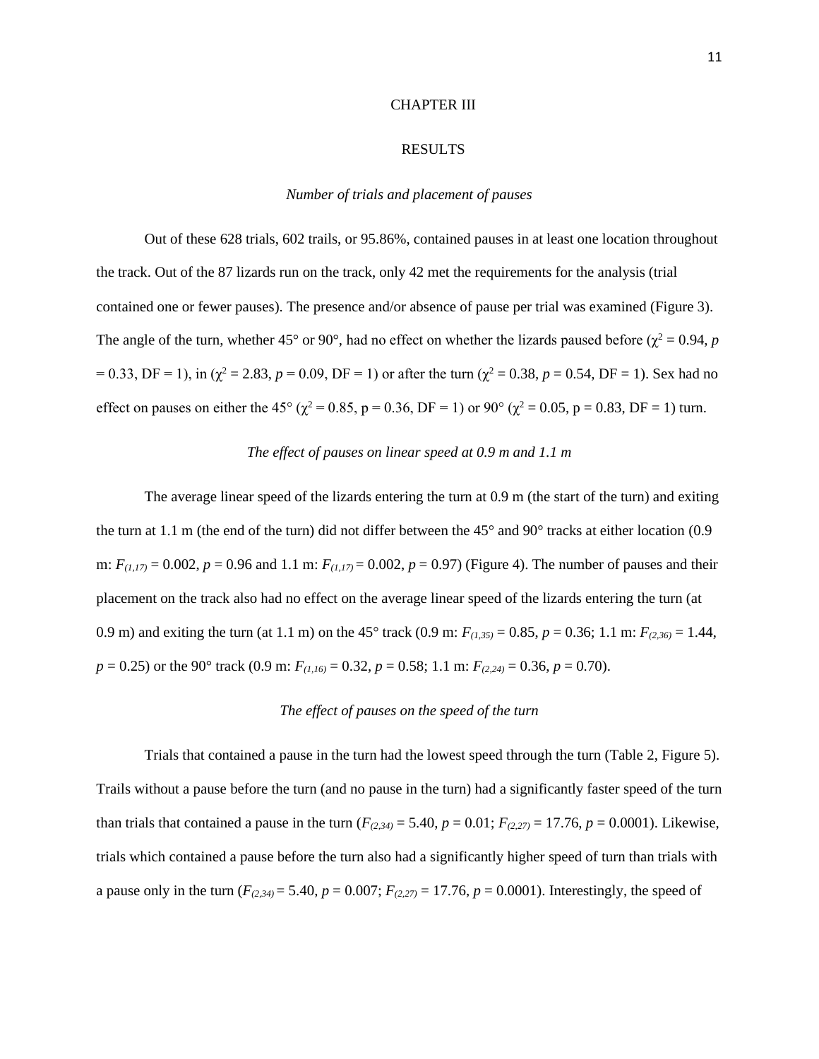# CHAPTER III

# RESULTS

### *Number of trials and placement of pauses*

Out of these 628 trials, 602 trails, or 95.86%, contained pauses in at least one location throughout the track. Out of the 87 lizards run on the track, only 42 met the requirements for the analysis (trial contained one or fewer pauses). The presence and/or absence of pause per trial was examined (Figure 3). The angle of the turn, whether 45° or 90°, had no effect on whether the lizards paused before ($\chi^2 = 0.94$, $p = 0.33$, DF = 1), in ($\chi^2 = 2.83$, $p = 0.09$, DF = 1) or after the turn ($\chi^2 = 0.38$, $p = 0.54$, DF = 1). Sex had no effect on pauses on either the 45° ($\chi^2 = 0.85$, p = 0.36, DF = 1) or 90° ($\chi^2 = 0.05$, p = 0.83, DF = 1) turn.

### *The effect of pauses on linear speed at 0.9 m and 1.1 m*

The average linear speed of the lizards entering the turn at 0.9 m (the start of the turn) and exiting the turn at 1.1 m (the end of the turn) did not differ between the 45° and 90° tracks at either location (0.9 m: $F_{(1,17)} = 0.002$, $p = 0.96$ and 1.1 m: $F_{(1,17)} = 0.002$, $p = 0.97$) (Figure 4). The number of pauses and their placement on the track also had no effect on the average linear speed of the lizards entering the turn (at 0.9 m) and exiting the turn (at 1.1 m) on the 45° track (0.9 m: $F_{(1,35)} = 0.85$, $p = 0.36$; 1.1 m: $F_{(2,36)} = 1.44$, $p = 0.25$) or the 90° track (0.9 m: $F_{(1,16)} = 0.32$, $p = 0.58$; 1.1 m: $F_{(2,24)} = 0.36$, $p = 0.70$).

### *The effect of pauses on the speed of the turn*

Trials that contained a pause in the turn had the lowest speed through the turn (Table 2, Figure 5). Trails without a pause before the turn (and no pause in the turn) had a significantly faster speed of the turn than trials that contained a pause in the turn ($F_{(2,34)} = 5.40$, $p = 0.01$; $F_{(2,27)} = 17.76$, $p = 0.0001$). Likewise, trials which contained a pause before the turn also had a significantly higher speed of turn than trials with a pause only in the turn ($F_{(2,34)} = 5.40$, $p = 0.007$; $F_{(2,27)} = 17.76$, $p = 0.0001$). Interestingly, the speed of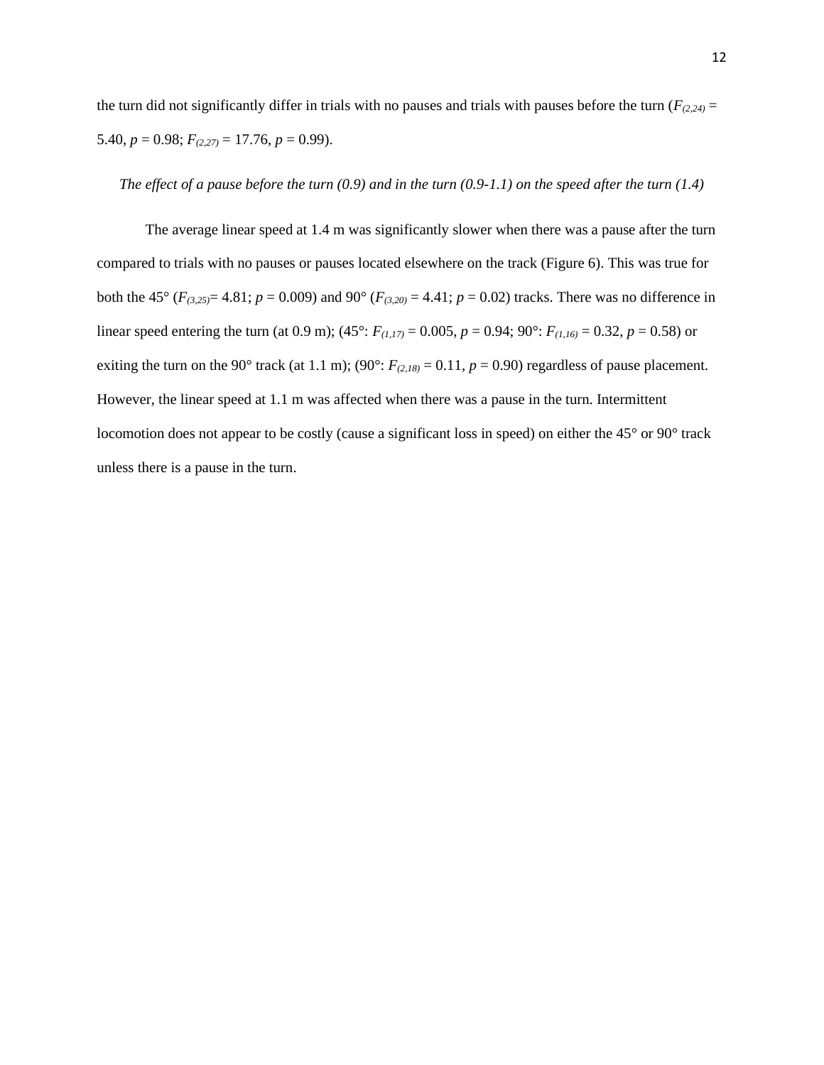the turn did not significantly differ in trials with no pauses and trials with pauses before the turn ($F_{(2,24)}$ = 5.40, $p$ = 0.98; $F_{(2,27)}$ = 17.76, $p$ = 0.99).

*The effect of a pause before the turn (0.9) and in the turn (0.9-1.1) on the speed after the turn (1.4)*

The average linear speed at 1.4 m was significantly slower when there was a pause after the turn compared to trials with no pauses or pauses located elsewhere on the track (Figure 6). This was true for both the 45° ($F_{(3,25)}$= 4.81; $p$ = 0.009) and 90° ($F_{(3,20)}$ = 4.41; $p$ = 0.02) tracks. There was no difference in linear speed entering the turn (at 0.9 m); (45°: $F_{(1,17)}$ = 0.005, $p$ = 0.94; 90°: $F_{(1,16)}$ = 0.32, $p$ = 0.58) or exiting the turn on the 90° track (at 1.1 m); (90°: $F_{(2,18)}$ = 0.11, $p$ = 0.90) regardless of pause placement. However, the linear speed at 1.1 m was affected when there was a pause in the turn. Intermittent locomotion does not appear to be costly (cause a significant loss in speed) on either the 45° or 90° track unless there is a pause in the turn.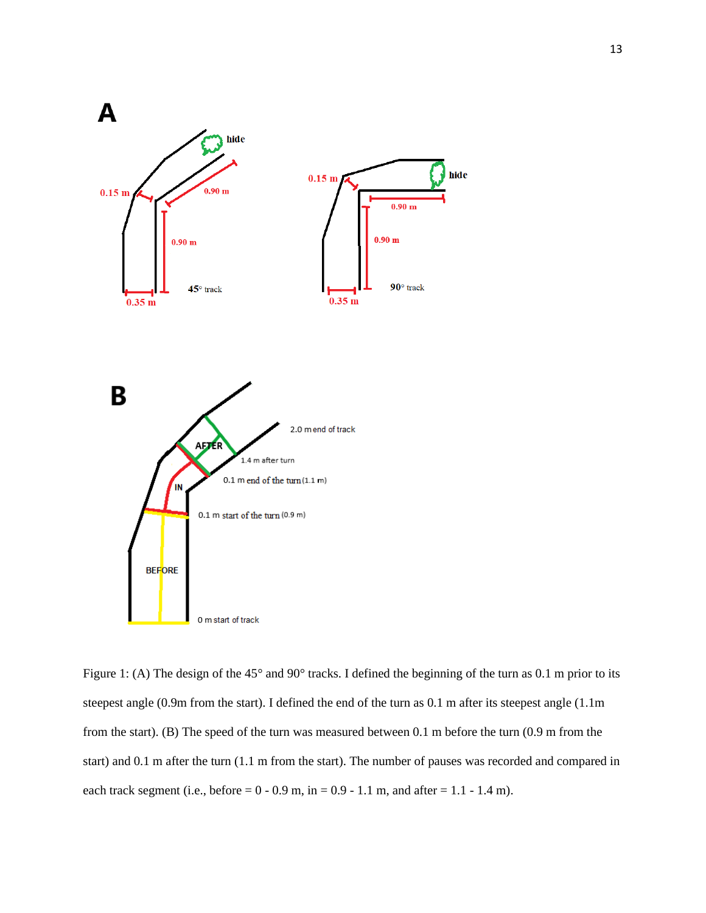Figure 1: (A) The design of the 45° and 90° tracks. I defined the beginning of the turn as 0.1 m prior to its steepest angle (0.9m from the start). I defined the end of the turn as 0.1 m after its steepest angle (1.1m from the start). (B) The speed of the turn was measured between 0.1 m before the turn (0.9 m from the start) and 0.1 m after the turn (1.1 m from the start). The number of pauses was recorded and compared in each track segment (i.e., before = 0 - 0.9 m, in = 0.9 - 1.1 m, and after = 1.1 - 1.4 m).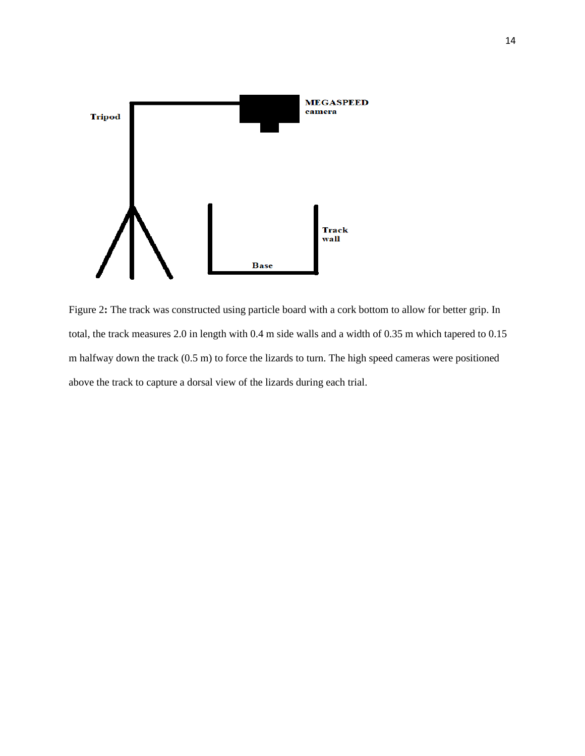Figure 2**:** The track was constructed using particle board with a cork bottom to allow for better grip. In total, the track measures 2.0 in length with 0.4 m side walls and a width of 0.35 m which tapered to 0.15 m halfway down the track (0.5 m) to force the lizards to turn. The high speed cameras were positioned above the track to capture a dorsal view of the lizards during each trial.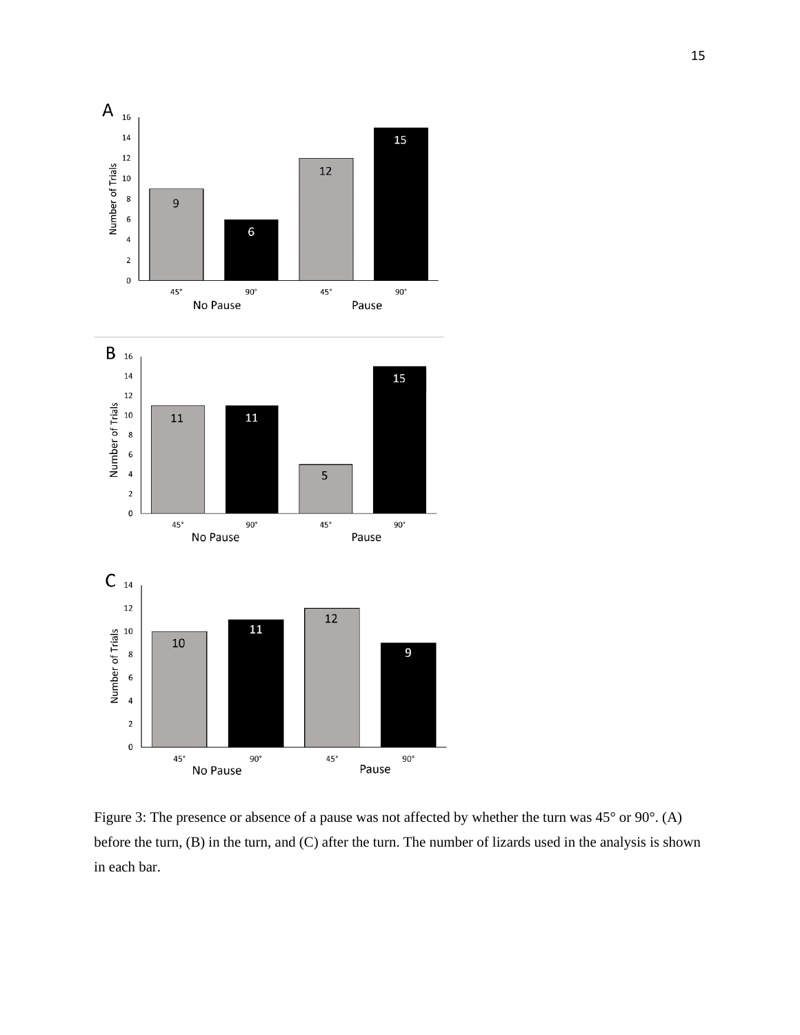Figure 3: The presence or absence of a pause was not affected by whether the turn was 45° or 90°. (A) before the turn, (B) in the turn, and (C) after the turn. The number of lizards used in the analysis is shown in each bar.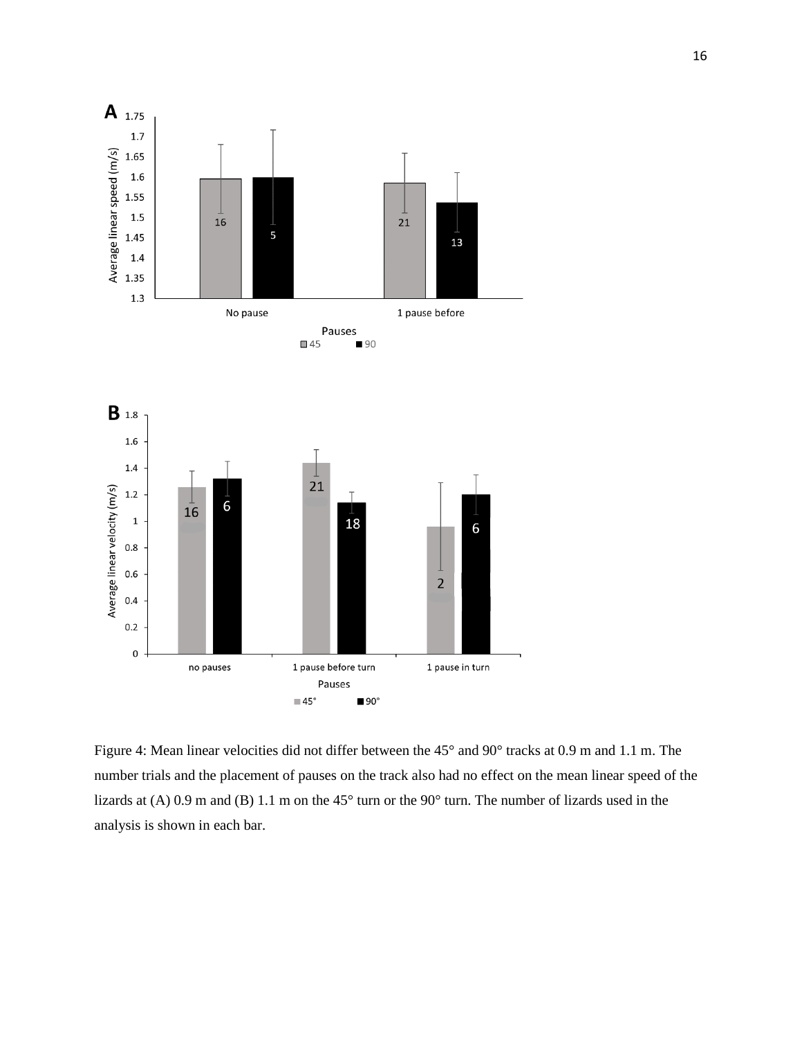Figure 4: Mean linear velocities did not differ between the 45° and 90° tracks at 0.9 m and 1.1 m. The number trials and the placement of pauses on the track also had no effect on the mean linear speed of the lizards at (A) 0.9 m and (B) 1.1 m on the 45° turn or the 90° turn. The number of lizards used in the analysis is shown in each bar.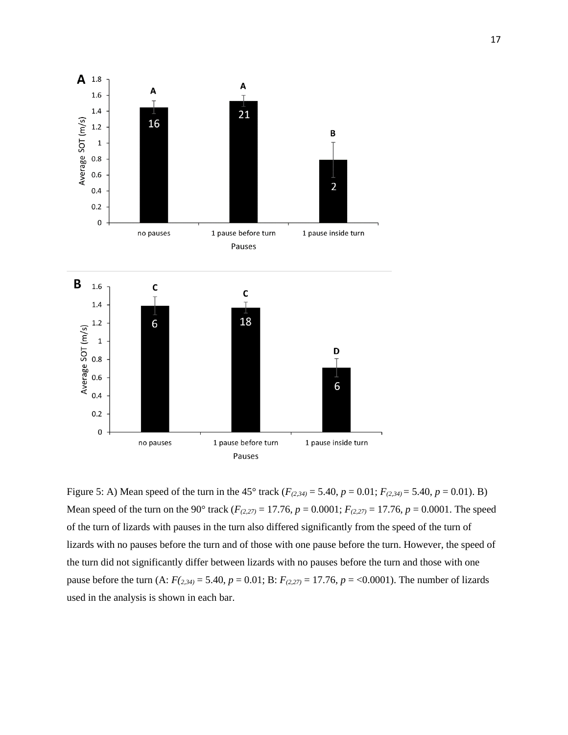Figure 5: A) Mean speed of the turn in the 45° track ($F_{(2,34)}$ = 5.40, $p$ = 0.01; $F_{(2,34)}$ = 5.40, $p$ = 0.01). B) Mean speed of the turn on the 90° track ($F_{(2,27)}$ = 17.76, $p$ = 0.0001; $F_{(2,27)}$ = 17.76, $p$ = 0.0001. The speed of the turn of lizards with pauses in the turn also differed significantly from the speed of the turn of lizards with no pauses before the turn and of those with one pause before the turn. However, the speed of the turn did not significantly differ between lizards with no pauses before the turn and those with one pause before the turn (A: $F_{(2,34)}$ = 5.40, $p$ = 0.01; B: $F_{(2,27)}$ = 17.76, $p$ = <0.0001). The number of lizards used in the analysis is shown in each bar.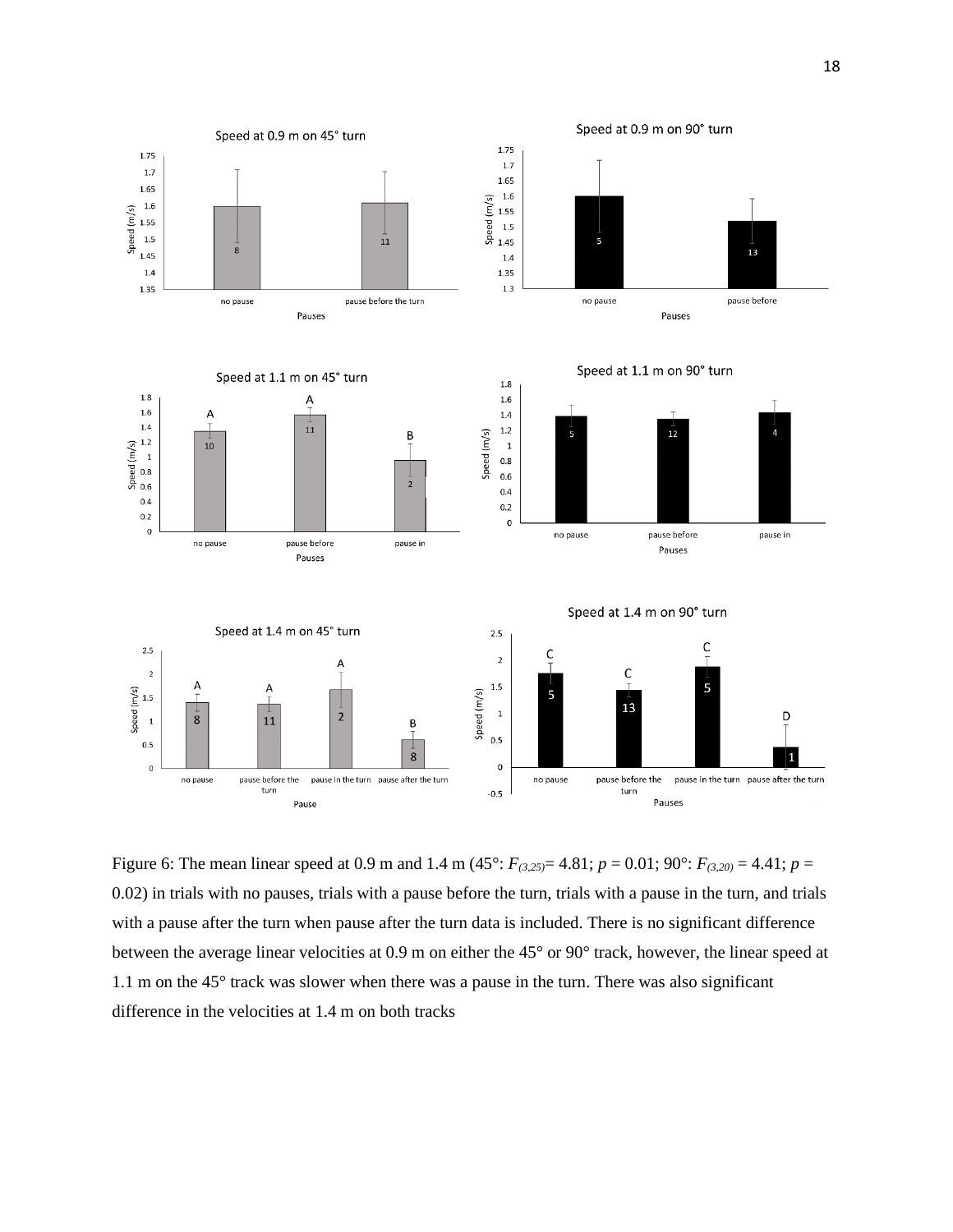Figure 6: The mean linear speed at 0.9 m and 1.4 m (45°: $F_{(3,25)}$= 4.81; $p$ = 0.01; 90°: $F_{(3,20)}$ = 4.41; $p$ = 0.02) in trials with no pauses, trials with a pause before the turn, trials with a pause in the turn, and trials with a pause after the turn when pause after the turn data is included. There is no significant difference between the average linear velocities at 0.9 m on either the 45° or 90° track, however, the linear speed at 1.1 m on the 45° track was slower when there was a pause in the turn. There was also significant difference in the velocities at 1.4 m on both tracks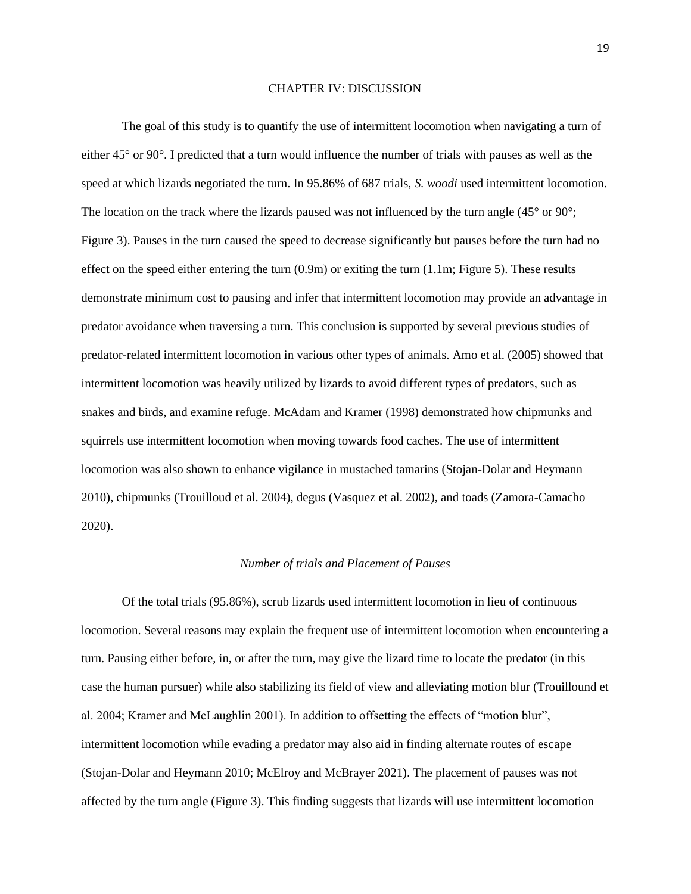# CHAPTER IV: DISCUSSION

The goal of this study is to quantify the use of intermittent locomotion when navigating a turn of either 45° or 90°. I predicted that a turn would influence the number of trials with pauses as well as the speed at which lizards negotiated the turn. In 95.86% of 687 trials, *S. woodi* used intermittent locomotion. The location on the track where the lizards paused was not influenced by the turn angle (45° or 90°; Figure 3). Pauses in the turn caused the speed to decrease significantly but pauses before the turn had no effect on the speed either entering the turn (0.9m) or exiting the turn (1.1m; Figure 5). These results demonstrate minimum cost to pausing and infer that intermittent locomotion may provide an advantage in predator avoidance when traversing a turn. This conclusion is supported by several previous studies of predator-related intermittent locomotion in various other types of animals. Amo et al. (2005) showed that intermittent locomotion was heavily utilized by lizards to avoid different types of predators, such as snakes and birds, and examine refuge. McAdam and Kramer (1998) demonstrated how chipmunks and squirrels use intermittent locomotion when moving towards food caches. The use of intermittent locomotion was also shown to enhance vigilance in mustached tamarins (Stojan-Dolar and Heymann 2010), chipmunks (Trouilloud et al. 2004), degus (Vasquez et al. 2002), and toads (Zamora-Camacho 2020).

### *Number of trials and Placement of Pauses*

Of the total trials (95.86%), scrub lizards used intermittent locomotion in lieu of continuous locomotion. Several reasons may explain the frequent use of intermittent locomotion when encountering a turn. Pausing either before, in, or after the turn, may give the lizard time to locate the predator (in this case the human pursuer) while also stabilizing its field of view and alleviating motion blur (Trouillound et al. 2004; Kramer and McLaughlin 2001). In addition to offsetting the effects of "motion blur", intermittent locomotion while evading a predator may also aid in finding alternate routes of escape (Stojan-Dolar and Heymann 2010; McElroy and McBrayer 2021). The placement of pauses was not affected by the turn angle (Figure 3). This finding suggests that lizards will use intermittent locomotion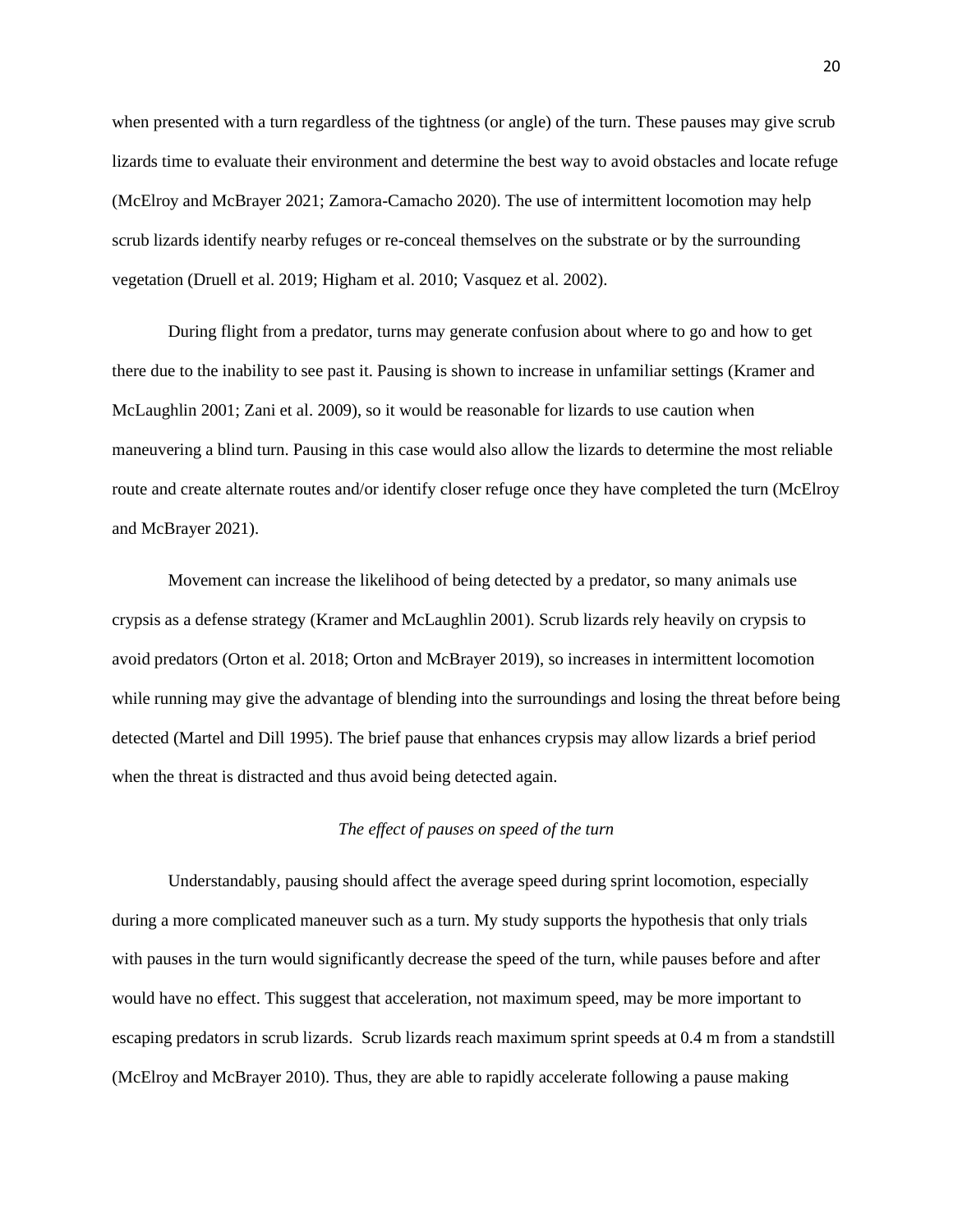when presented with a turn regardless of the tightness (or angle) of the turn. These pauses may give scrub lizards time to evaluate their environment and determine the best way to avoid obstacles and locate refuge (McElroy and McBrayer 2021; Zamora-Camacho 2020). The use of intermittent locomotion may help scrub lizards identify nearby refuges or re-conceal themselves on the substrate or by the surrounding vegetation (Druell et al. 2019; Higham et al. 2010; Vasquez et al. 2002).

During flight from a predator, turns may generate confusion about where to go and how to get there due to the inability to see past it. Pausing is shown to increase in unfamiliar settings (Kramer and McLaughlin 2001; Zani et al. 2009), so it would be reasonable for lizards to use caution when maneuvering a blind turn. Pausing in this case would also allow the lizards to determine the most reliable route and create alternate routes and/or identify closer refuge once they have completed the turn (McElroy and McBrayer 2021).

Movement can increase the likelihood of being detected by a predator, so many animals use crypsis as a defense strategy (Kramer and McLaughlin 2001). Scrub lizards rely heavily on crypsis to avoid predators (Orton et al. 2018; Orton and McBrayer 2019), so increases in intermittent locomotion while running may give the advantage of blending into the surroundings and losing the threat before being detected (Martel and Dill 1995). The brief pause that enhances crypsis may allow lizards a brief period when the threat is distracted and thus avoid being detected again.

*The effect of pauses on speed of the turn*

Understandably, pausing should affect the average speed during sprint locomotion, especially during a more complicated maneuver such as a turn. My study supports the hypothesis that only trials with pauses in the turn would significantly decrease the speed of the turn, while pauses before and after would have no effect. This suggest that acceleration, not maximum speed, may be more important to escaping predators in scrub lizards. Scrub lizards reach maximum sprint speeds at 0.4 m from a standstill (McElroy and McBrayer 2010). Thus, they are able to rapidly accelerate following a pause making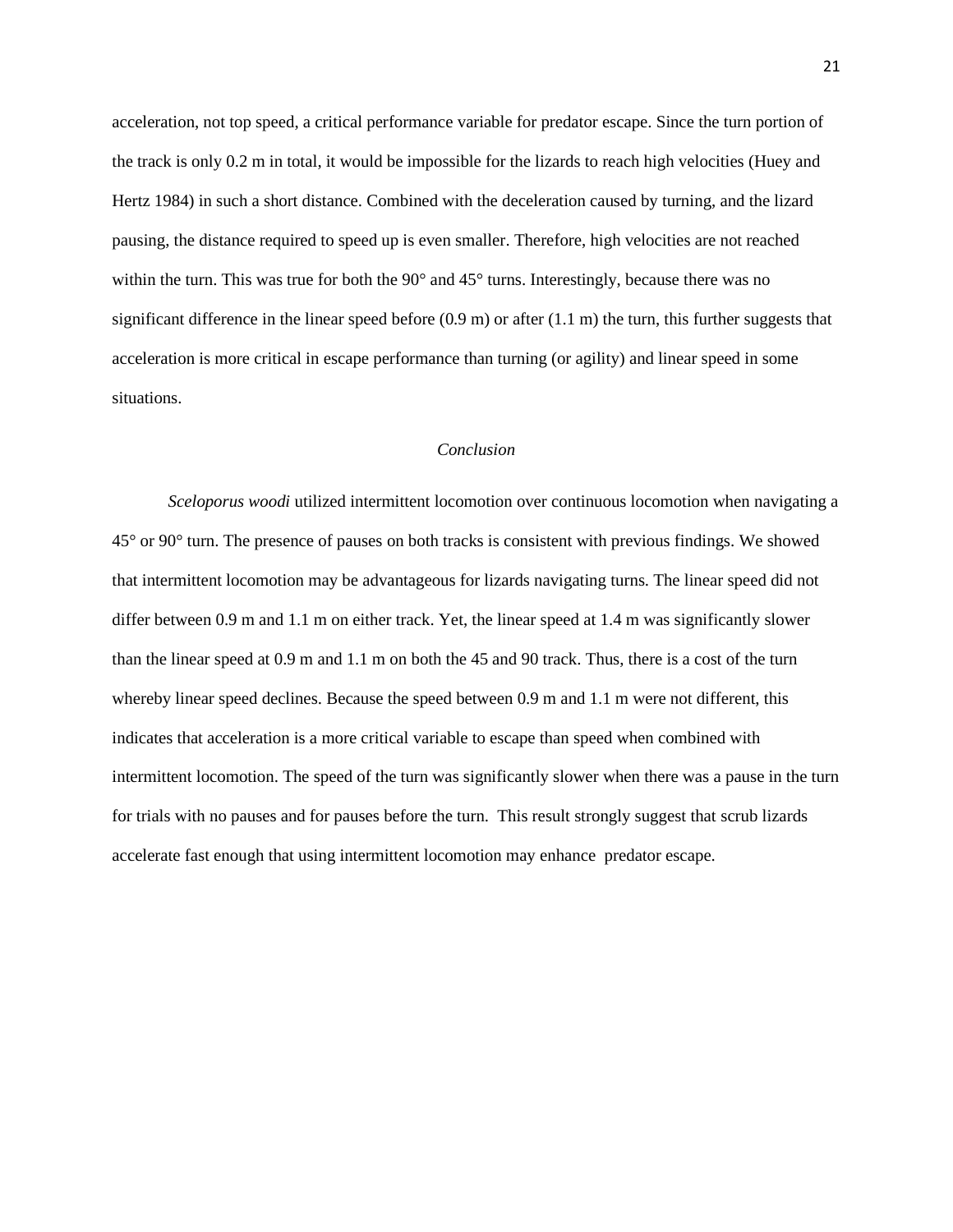acceleration, not top speed, a critical performance variable for predator escape. Since the turn portion of the track is only 0.2 m in total, it would be impossible for the lizards to reach high velocities (Huey and Hertz 1984) in such a short distance. Combined with the deceleration caused by turning, and the lizard pausing, the distance required to speed up is even smaller. Therefore, high velocities are not reached within the turn. This was true for both the 90° and 45° turns. Interestingly, because there was no significant difference in the linear speed before (0.9 m) or after (1.1 m) the turn, this further suggests that acceleration is more critical in escape performance than turning (or agility) and linear speed in some situations.

## *Conclusion*

*Sceloporus woodi* utilized intermittent locomotion over continuous locomotion when navigating a 45° or 90° turn. The presence of pauses on both tracks is consistent with previous findings. We showed that intermittent locomotion may be advantageous for lizards navigating turns. The linear speed did not differ between 0.9 m and 1.1 m on either track. Yet, the linear speed at 1.4 m was significantly slower than the linear speed at 0.9 m and 1.1 m on both the 45 and 90 track. Thus, there is a cost of the turn whereby linear speed declines. Because the speed between 0.9 m and 1.1 m were not different, this indicates that acceleration is a more critical variable to escape than speed when combined with intermittent locomotion. The speed of the turn was significantly slower when there was a pause in the turn for trials with no pauses and for pauses before the turn. This result strongly suggest that scrub lizards accelerate fast enough that using intermittent locomotion may enhance predator escape.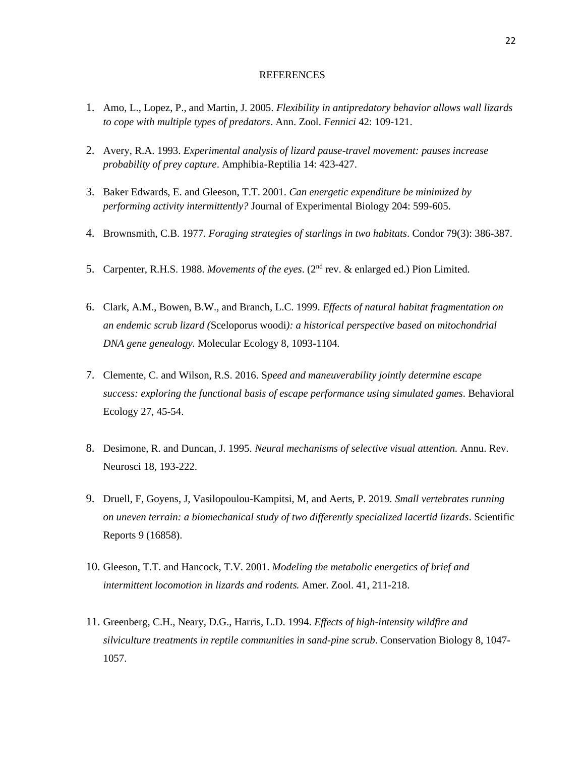## REFERENCES

1. Amo, L., Lopez, P., and Martin, J. 2005. *Flexibility in antipredatory behavior allows wall lizards to cope with multiple types of predators*. Ann. Zool. *Fennici* 42: 109-121.

2. Avery, R.A. 1993. *Experimental analysis of lizard pause-travel movement: pauses increase probability of prey capture*. Amphibia-Reptilia 14: 423-427.

3. Baker Edwards, E. and Gleeson, T.T. 2001. *Can energetic expenditure be minimized by performing activity intermittently?* Journal of Experimental Biology 204: 599-605.

4. Brownsmith, C.B. 1977. *Foraging strategies of starlings in two habitats*. Condor 79(3): 386-387.

5. Carpenter, R.H.S. 1988. *Movements of the eyes*. (2nd rev. & enlarged ed.) Pion Limited.

6. Clark, A.M., Bowen, B.W., and Branch, L.C. 1999. *Effects of natural habitat fragmentation on an endemic scrub lizard (*Sceloporus woodi*): a historical perspective based on mitochondrial DNA gene genealogy.* Molecular Ecology 8, 1093-1104.

7. Clemente, C. and Wilson, R.S. 2016. S*peed and maneuverability jointly determine escape success: exploring the functional basis of escape performance using simulated games*. Behavioral Ecology 27, 45-54.

8. Desimone, R. and Duncan, J. 1995. *Neural mechanisms of selective visual attention.* Annu. Rev. Neurosci 18, 193-222.

9. Druell, F, Goyens, J, Vasilopoulou-Kampitsi, M, and Aerts, P. 2019. *Small vertebrates running on uneven terrain: a biomechanical study of two differently specialized lacertid lizards*. Scientific Reports 9 (16858).

10. Gleeson, T.T. and Hancock, T.V. 2001. *Modeling the metabolic energetics of brief and intermittent locomotion in lizards and rodents.* Amer. Zool. 41, 211-218.

11. Greenberg, C.H., Neary, D.G., Harris, L.D. 1994. *Effects of high-intensity wildfire and silviculture treatments in reptile communities in sand-pine scrub*. Conservation Biology 8, 1047-1057.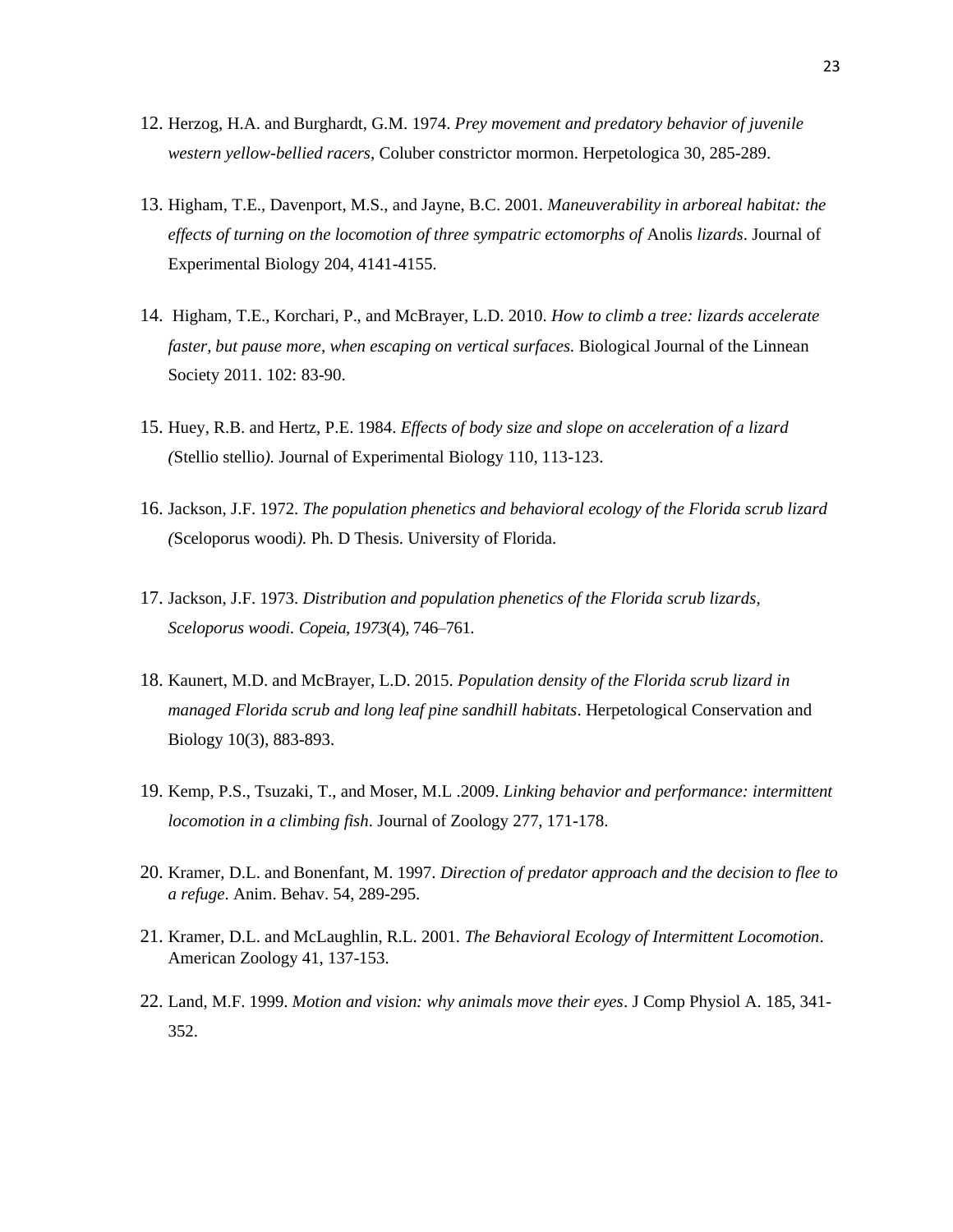12. Herzog, H.A. and Burghardt, G.M. 1974. *Prey movement and predatory behavior of juvenile western yellow-bellied racers,* Coluber constrictor mormon. Herpetologica 30, 285-289.

13. Higham, T.E., Davenport, M.S., and Jayne, B.C. 2001. *Maneuverability in arboreal habitat: the effects of turning on the locomotion of three sympatric ectomorphs of* Anolis *lizards*. Journal of Experimental Biology 204, 4141-4155.

14. Higham, T.E., Korchari, P., and McBrayer, L.D. 2010. *How to climb a tree: lizards accelerate faster, but pause more, when escaping on vertical surfaces.* Biological Journal of the Linnean Society 2011. 102: 83-90.

15. Huey, R.B. and Hertz, P.E. 1984. *Effects of body size and slope on acceleration of a lizard (*Stellio stellio*).* Journal of Experimental Biology 110, 113-123.

16. Jackson, J.F. 1972. *The population phenetics and behavioral ecology of the Florida scrub lizard (*Sceloporus woodi*).* Ph. D Thesis. University of Florida.

17. Jackson, J.F. 1973. *Distribution and population phenetics of the Florida scrub lizards, Sceloporus woodi. Copeia*, *1973*(4), 746–761.

18. Kaunert, M.D. and McBrayer, L.D. 2015. *Population density of the Florida scrub lizard in managed Florida scrub and long leaf pine sandhill habitats*. Herpetological Conservation and Biology 10(3), 883-893.

19. Kemp, P.S., Tsuzaki, T., and Moser, M.L .2009. *Linking behavior and performance: intermittent locomotion in a climbing fish*. Journal of Zoology 277, 171-178.

20. Kramer, D.L. and Bonenfant, M. 1997. *Direction of predator approach and the decision to flee to a refuge*. Anim. Behav. 54, 289-295.

21. Kramer, D.L. and McLaughlin, R.L. 2001. *The Behavioral Ecology of Intermittent Locomotion*. American Zoology 41, 137-153.

22. Land, M.F. 1999. *Motion and vision: why animals move their eyes*. J Comp Physiol A. 185, 341-352.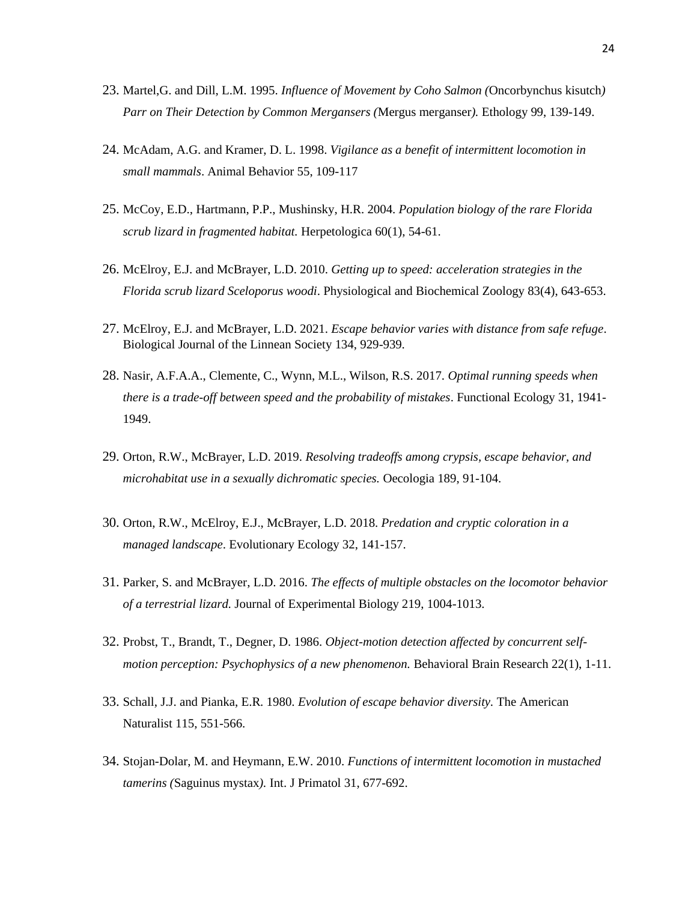23. Martel,G. and Dill, L.M. 1995. *Influence of Movement by Coho Salmon (*Oncorbynchus kisutch*) Parr on Their Detection by Common Mergansers (*Mergus merganser*).* Ethology 99, 139-149.

24. McAdam, A.G. and Kramer, D. L. 1998. *Vigilance as a benefit of intermittent locomotion in small mammals*. Animal Behavior 55, 109-117

25. McCoy, E.D., Hartmann, P.P., Mushinsky, H.R. 2004. *Population biology of the rare Florida scrub lizard in fragmented habitat.* Herpetologica 60(1), 54-61.

26. McElroy, E.J. and McBrayer, L.D. 2010. *Getting up to speed: acceleration strategies in the Florida scrub lizard Sceloporus woodi*. Physiological and Biochemical Zoology 83(4), 643-653.

27. McElroy, E.J. and McBrayer, L.D. 2021. *Escape behavior varies with distance from safe refuge*. Biological Journal of the Linnean Society 134, 929-939.

28. Nasir, A.F.A.A., Clemente, C., Wynn, M.L., Wilson, R.S. 2017. *Optimal running speeds when there is a trade-off between speed and the probability of mistakes*. Functional Ecology 31, 1941-1949.

29. Orton, R.W., McBrayer, L.D. 2019. *Resolving tradeoffs among crypsis, escape behavior, and microhabitat use in a sexually dichromatic species.* Oecologia 189, 91-104.

30. Orton, R.W., McElroy, E.J., McBrayer, L.D. 2018. *Predation and cryptic coloration in a managed landscape*. Evolutionary Ecology 32, 141-157.

31. Parker, S. and McBrayer, L.D. 2016. *The effects of multiple obstacles on the locomotor behavior of a terrestrial lizard.* Journal of Experimental Biology 219, 1004-1013.

32. Probst, T., Brandt, T., Degner, D. 1986. *Object-motion detection affected by concurrent self-motion perception: Psychophysics of a new phenomenon.* Behavioral Brain Research 22(1), 1-11.

33. Schall, J.J. and Pianka, E.R. 1980. *Evolution of escape behavior diversity.* The American Naturalist 115, 551-566.

34. Stojan-Dolar, M. and Heymann, E.W. 2010. *Functions of intermittent locomotion in mustached tamerins (*Saguinus mystax*).* Int. J Primatol 31, 677-692.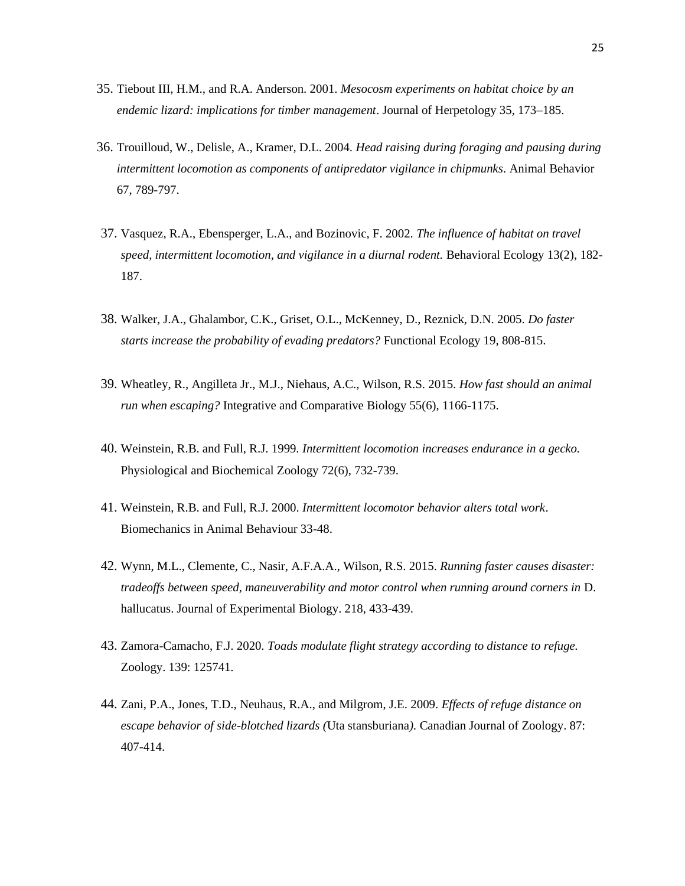35. Tiebout III, H.M., and R.A. Anderson. 2001. *Mesocosm experiments on habitat choice by an endemic lizard: implications for timber management*. Journal of Herpetology 35, 173–185.

36. Trouilloud, W., Delisle, A., Kramer, D.L. 2004. *Head raising during foraging and pausing during intermittent locomotion as components of antipredator vigilance in chipmunks*. Animal Behavior 67, 789-797.

37. Vasquez, R.A., Ebensperger, L.A., and Bozinovic, F. 2002. *The influence of habitat on travel speed, intermittent locomotion, and vigilance in a diurnal rodent.* Behavioral Ecology 13(2), 182-187.

38. Walker, J.A., Ghalambor, C.K., Griset, O.L., McKenney, D., Reznick, D.N. 2005. *Do faster starts increase the probability of evading predators?* Functional Ecology 19, 808-815.

39. Wheatley, R., Angilleta Jr., M.J., Niehaus, A.C., Wilson, R.S. 2015. *How fast should an animal run when escaping?* Integrative and Comparative Biology 55(6), 1166-1175.

40. Weinstein, R.B. and Full, R.J. 1999. *Intermittent locomotion increases endurance in a gecko.* Physiological and Biochemical Zoology 72(6), 732-739.

41. Weinstein, R.B. and Full, R.J. 2000. *Intermittent locomotor behavior alters total work*. Biomechanics in Animal Behaviour 33-48.

42. Wynn, M.L., Clemente, C., Nasir, A.F.A.A., Wilson, R.S. 2015. *Running faster causes disaster: tradeoffs between speed, maneuverability and motor control when running around corners in* D. hallucatus. Journal of Experimental Biology. 218, 433-439.

43. Zamora-Camacho, F.J. 2020. *Toads modulate flight strategy according to distance to refuge.* Zoology. 139: 125741.

44. Zani, P.A., Jones, T.D., Neuhaus, R.A., and Milgrom, J.E. 2009. *Effects of refuge distance on escape behavior of side-blotched lizards (*Uta stansburiana*).* Canadian Journal of Zoology. 87: 407-414.